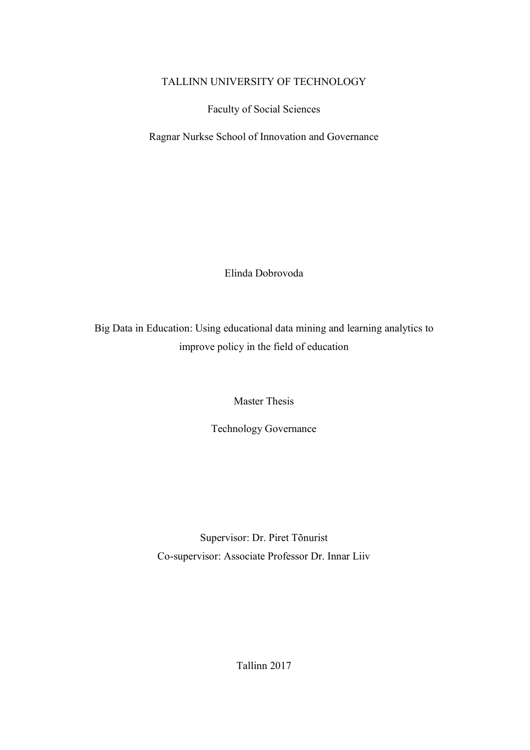TALLINN UNIVERSITY OF TECHNOLOGY

Faculty of Social Sciences

Ragnar Nurkse School of Innovation and Governance

Elinda Dobrovoda

# Big Data in Education: Using educational data mining and learning analytics to improve policy in the field of education

Master Thesis

Technology Governance

Supervisor: Dr. Piret Tõnurist
Co-supervisor: Associate Professor Dr. Innar Liiv

Tallinn 2017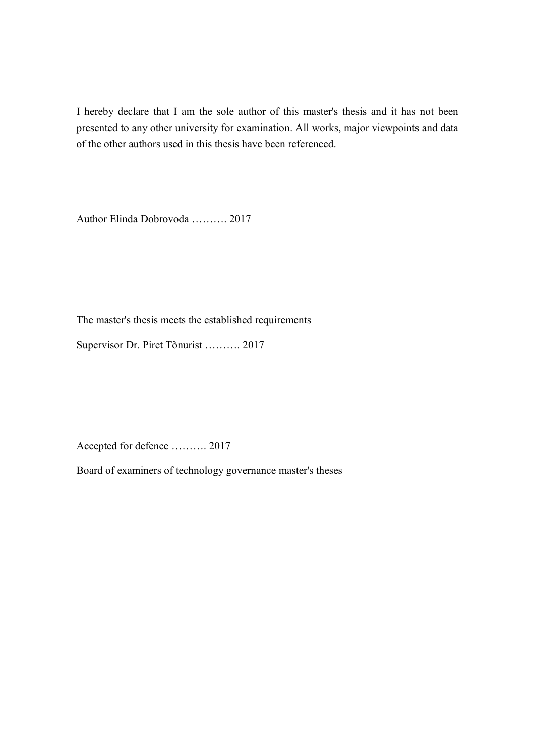I hereby declare that I am the sole author of this master's thesis and it has not been presented to any other university for examination. All works, major viewpoints and data of the other authors used in this thesis have been referenced.

Author Elinda Dobrovoda ………. 2017

The master's thesis meets the established requirements

Supervisor Dr. Piret Tõnurist ………. 2017

Accepted for defence ………. 2017

Board of examiners of technology governance master's theses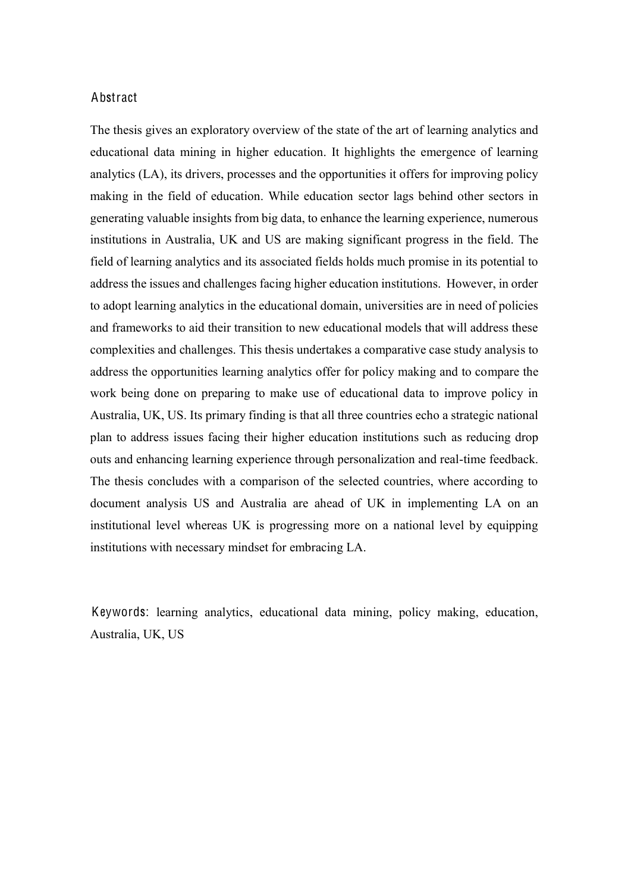## Abstract

The thesis gives an exploratory overview of the state of the art of learning analytics and educational data mining in higher education. It highlights the emergence of learning analytics (LA), its drivers, processes and the opportunities it offers for improving policy making in the field of education. While education sector lags behind other sectors in generating valuable insights from big data, to enhance the learning experience, numerous institutions in Australia, UK and US are making significant progress in the field. The field of learning analytics and its associated fields holds much promise in its potential to address the issues and challenges facing higher education institutions. However, in order to adopt learning analytics in the educational domain, universities are in need of policies and frameworks to aid their transition to new educational models that will address these complexities and challenges. This thesis undertakes a comparative case study analysis to address the opportunities learning analytics offer for policy making and to compare the work being done on preparing to make use of educational data to improve policy in Australia, UK, US. Its primary finding is that all three countries echo a strategic national plan to address issues facing their higher education institutions such as reducing drop outs and enhancing learning experience through personalization and real-time feedback. The thesis concludes with a comparison of the selected countries, where according to document analysis US and Australia are ahead of UK in implementing LA on an institutional level whereas UK is progressing more on a national level by equipping institutions with necessary mindset for embracing LA.

**Keywords**: learning analytics, educational data mining, policy making, education, Australia, UK, US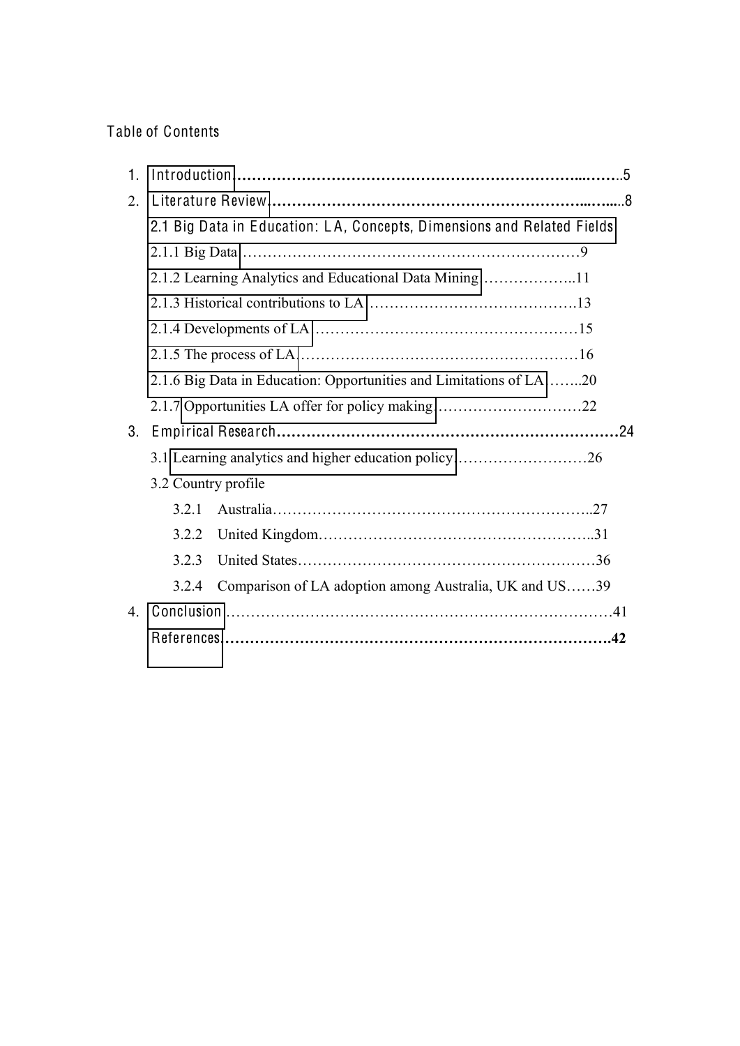Table of Contents

1. Introduction……………………………………………………………..……..5
2. Literature Review…………………………………………………………..…....8
   - 2.1 Big Data in Education: LA, Concepts, Dimensions and Related Fields
   - 2.1.1 Big Data……………………………………………………………9
   - 2.1.2 Learning Analytics and Educational Data Mining……………….11
   - 2.1.3 Historical contributions to LA…………………………………….13
   - 2.1.4 Developments of LA………………………………………………15
   - 2.1.5 The process of LA…………………………………………………16
   - 2.1.6 Big Data in Education: Opportunities and Limitations of LA……..20
   - 2.1.7 Opportunities LA offer for policy making…………………………22
3. Empirical Research……………………………………………………………24
   - 3.1 Learning analytics and higher education policy………………………26
   - 3.2 Country profile
     - 3.2.1 Australia…………………………………………………………..27
     - 3.2.2 United Kingdom…………………………………………………..31
     - 3.2.3 United States………………………………………………………36
     - 3.2.4 Comparison of LA adoption among Australia, UK and US……39
4. Conclusion…………………………………………………………………41

References……………………………………………………………………..42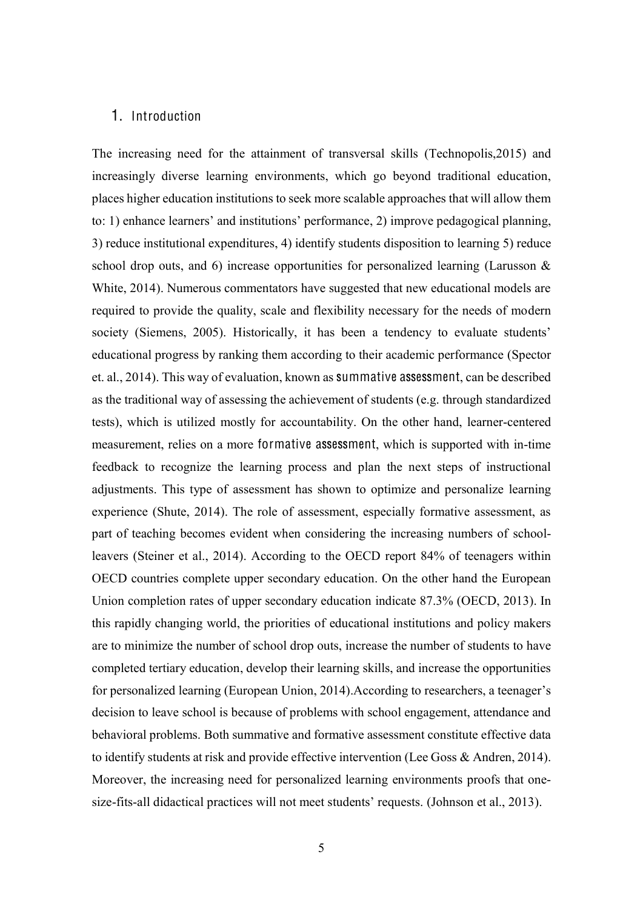# 1. Introduction

The increasing need for the attainment of transversal skills (Technopolis,2015) and increasingly diverse learning environments, which go beyond traditional education, places higher education institutions to seek more scalable approaches that will allow them to: 1) enhance learners' and institutions' performance, 2) improve pedagogical planning, 3) reduce institutional expenditures, 4) identify students disposition to learning 5) reduce school drop outs, and 6) increase opportunities for personalized learning (Larusson & White, 2014). Numerous commentators have suggested that new educational models are required to provide the quality, scale and flexibility necessary for the needs of modern society (Siemens, 2005). Historically, it has been a tendency to evaluate students' educational progress by ranking them according to their academic performance (Spector et. al., 2014). This way of evaluation, known as **summative assessment**, can be described as the traditional way of assessing the achievement of students (e.g. through standardized tests), which is utilized mostly for accountability. On the other hand, learner-centered measurement, relies on a more **formative assessment**, which is supported with in-time feedback to recognize the learning process and plan the next steps of instructional adjustments. This type of assessment has shown to optimize and personalize learning experience (Shute, 2014). The role of assessment, especially formative assessment, as part of teaching becomes evident when considering the increasing numbers of school-leavers (Steiner et al., 2014). According to the OECD report 84% of teenagers within OECD countries complete upper secondary education. On the other hand the European Union completion rates of upper secondary education indicate 87.3% (OECD, 2013). In this rapidly changing world, the priorities of educational institutions and policy makers are to minimize the number of school drop outs, increase the number of students to have completed tertiary education, develop their learning skills, and increase the opportunities for personalized learning (European Union, 2014).According to researchers, a teenager's decision to leave school is because of problems with school engagement, attendance and behavioral problems. Both summative and formative assessment constitute effective data to identify students at risk and provide effective intervention (Lee Goss & Andren, 2014). Moreover, the increasing need for personalized learning environments proofs that one-size-fits-all didactical practices will not meet students' requests. (Johnson et al., 2013).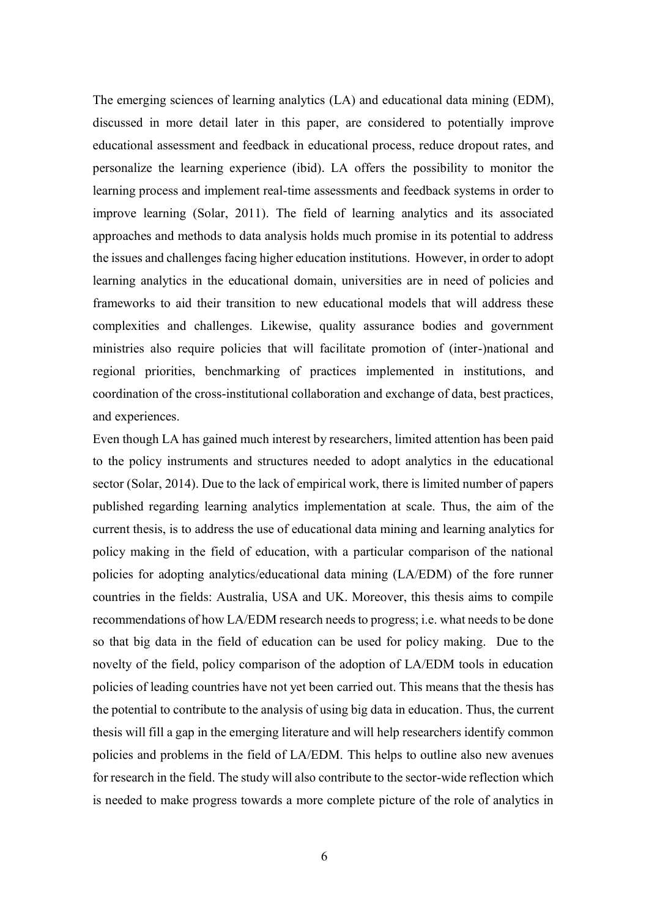The emerging sciences of learning analytics (LA) and educational data mining (EDM), discussed in more detail later in this paper, are considered to potentially improve educational assessment and feedback in educational process, reduce dropout rates, and personalize the learning experience (ibid). LA offers the possibility to monitor the learning process and implement real-time assessments and feedback systems in order to improve learning (Solar, 2011). The field of learning analytics and its associated approaches and methods to data analysis holds much promise in its potential to address the issues and challenges facing higher education institutions. However, in order to adopt learning analytics in the educational domain, universities are in need of policies and frameworks to aid their transition to new educational models that will address these complexities and challenges. Likewise, quality assurance bodies and government ministries also require policies that will facilitate promotion of (inter-)national and regional priorities, benchmarking of practices implemented in institutions, and coordination of the cross-institutional collaboration and exchange of data, best practices, and experiences.

Even though LA has gained much interest by researchers, limited attention has been paid to the policy instruments and structures needed to adopt analytics in the educational sector (Solar, 2014). Due to the lack of empirical work, there is limited number of papers published regarding learning analytics implementation at scale. Thus, the aim of the current thesis, is to address the use of educational data mining and learning analytics for policy making in the field of education, with a particular comparison of the national policies for adopting analytics/educational data mining (LA/EDM) of the fore runner countries in the fields: Australia, USA and UK. Moreover, this thesis aims to compile recommendations of how LA/EDM research needs to progress; i.e. what needs to be done so that big data in the field of education can be used for policy making. Due to the novelty of the field, policy comparison of the adoption of LA/EDM tools in education policies of leading countries have not yet been carried out. This means that the thesis has the potential to contribute to the analysis of using big data in education. Thus, the current thesis will fill a gap in the emerging literature and will help researchers identify common policies and problems in the field of LA/EDM. This helps to outline also new avenues for research in the field. The study will also contribute to the sector-wide reflection which is needed to make progress towards a more complete picture of the role of analytics in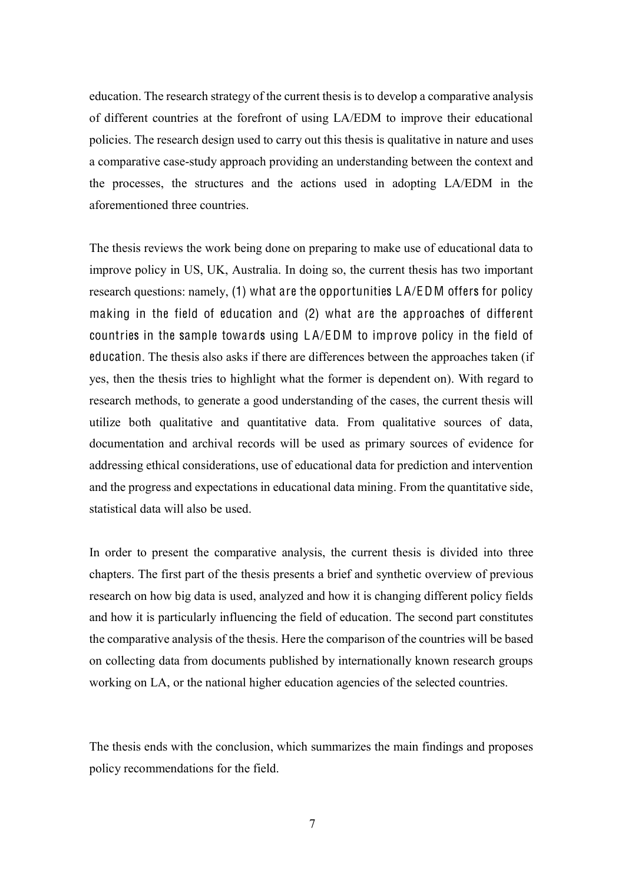education. The research strategy of the current thesis is to develop a comparative analysis of different countries at the forefront of using LA/EDM to improve their educational policies. The research design used to carry out this thesis is qualitative in nature and uses a comparative case-study approach providing an understanding between the context and the processes, the structures and the actions used in adopting LA/EDM in the aforementioned three countries.

The thesis reviews the work being done on preparing to make use of educational data to improve policy in US, UK, Australia. In doing so, the current thesis has two important research questions: namely, (1) what are the opportunities LA/EDM offers for policy making in the field of education and (2) what are the approaches of different countries in the sample towards using LA/EDM to improve policy in the field of education. The thesis also asks if there are differences between the approaches taken (if yes, then the thesis tries to highlight what the former is dependent on). With regard to research methods, to generate a good understanding of the cases, the current thesis will utilize both qualitative and quantitative data. From qualitative sources of data, documentation and archival records will be used as primary sources of evidence for addressing ethical considerations, use of educational data for prediction and intervention and the progress and expectations in educational data mining. From the quantitative side, statistical data will also be used.

In order to present the comparative analysis, the current thesis is divided into three chapters. The first part of the thesis presents a brief and synthetic overview of previous research on how big data is used, analyzed and how it is changing different policy fields and how it is particularly influencing the field of education. The second part constitutes the comparative analysis of the thesis. Here the comparison of the countries will be based on collecting data from documents published by internationally known research groups working on LA, or the national higher education agencies of the selected countries.

The thesis ends with the conclusion, which summarizes the main findings and proposes policy recommendations for the field.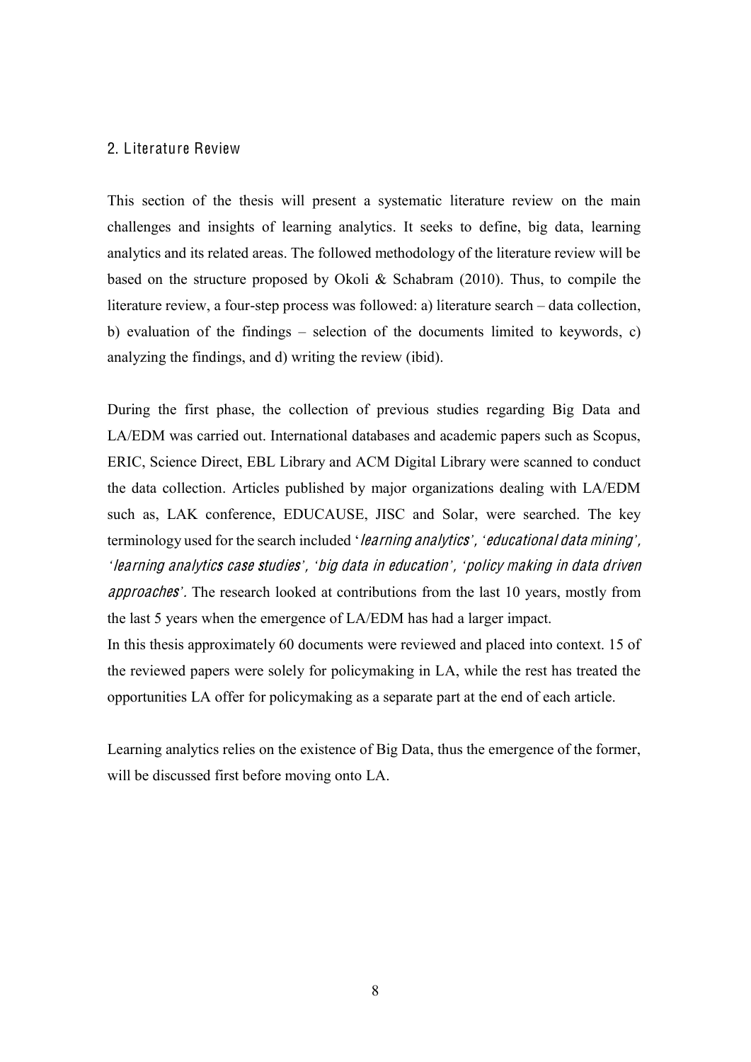## 2. Literature Review

This section of the thesis will present a systematic literature review on the main challenges and insights of learning analytics. It seeks to define, big data, learning analytics and its related areas. The followed methodology of the literature review will be based on the structure proposed by Okoli & Schabram (2010). Thus, to compile the literature review, a four-step process was followed: a) literature search – data collection, b) evaluation of the findings – selection of the documents limited to keywords, c) analyzing the findings, and d) writing the review (ibid).

During the first phase, the collection of previous studies regarding Big Data and LA/EDM was carried out. International databases and academic papers such as Scopus, ERIC, Science Direct, EBL Library and ACM Digital Library were scanned to conduct the data collection. Articles published by major organizations dealing with LA/EDM such as, LAK conference, EDUCAUSE, JISC and Solar, were searched. The key terminology used for the search included '*learning analytics*', '*educational data mining*', '*learning analytics case studies*', '*big data in education*', '*policy making in data driven approaches*'. The research looked at contributions from the last 10 years, mostly from the last 5 years when the emergence of LA/EDM has had a larger impact.
In this thesis approximately 60 documents were reviewed and placed into context. 15 of the reviewed papers were solely for policymaking in LA, while the rest has treated the opportunities LA offer for policymaking as a separate part at the end of each article.

Learning analytics relies on the existence of Big Data, thus the emergence of the former, will be discussed first before moving onto LA.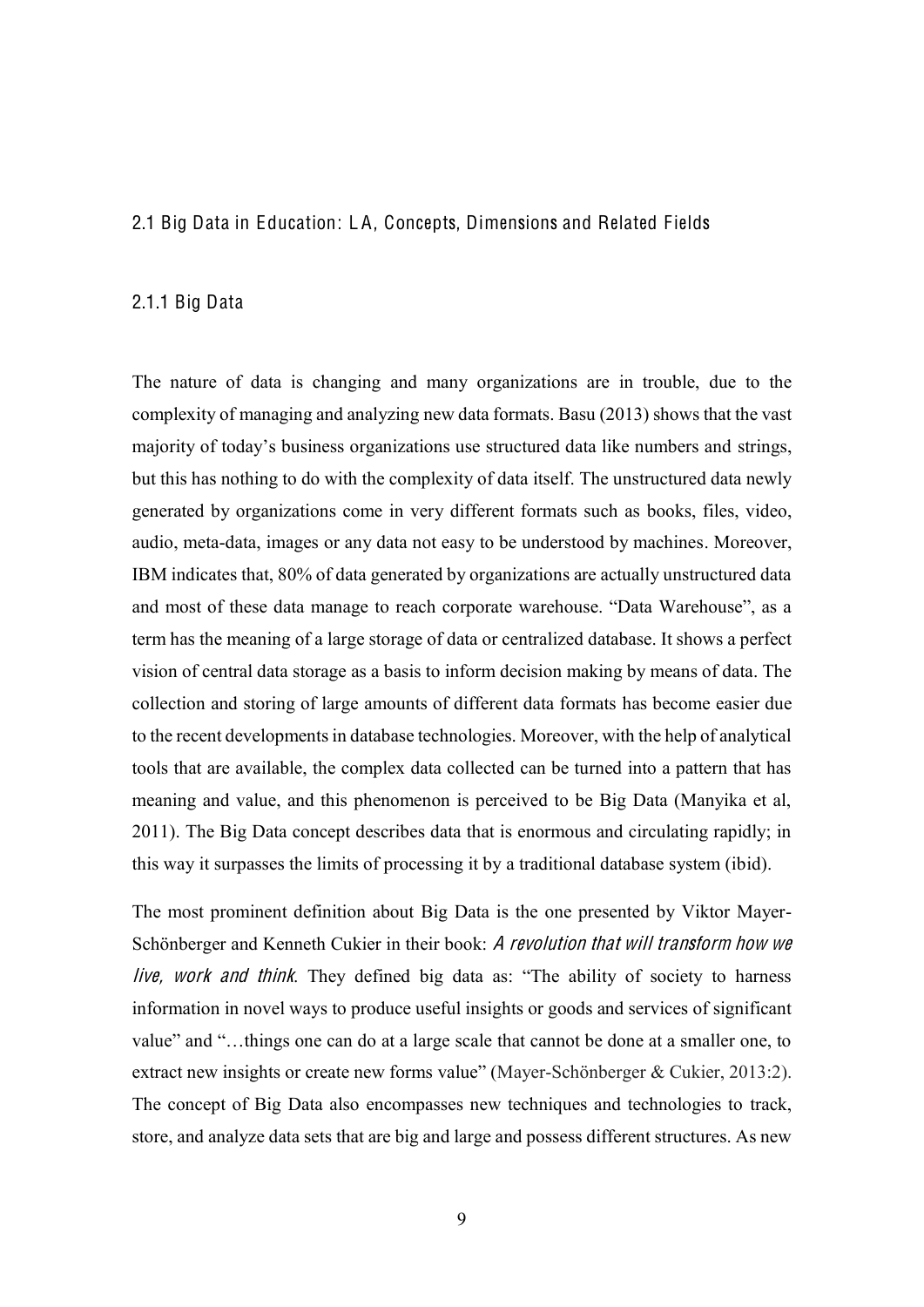## 2.1 Big Data in Education: LA, Concepts, Dimensions and Related Fields

### 2.1.1 Big Data

The nature of data is changing and many organizations are in trouble, due to the complexity of managing and analyzing new data formats. Basu (2013) shows that the vast majority of today's business organizations use structured data like numbers and strings, but this has nothing to do with the complexity of data itself. The unstructured data newly generated by organizations come in very different formats such as books, files, video, audio, meta-data, images or any data not easy to be understood by machines. Moreover, IBM indicates that, 80% of data generated by organizations are actually unstructured data and most of these data manage to reach corporate warehouse. "Data Warehouse", as a term has the meaning of a large storage of data or centralized database. It shows a perfect vision of central data storage as a basis to inform decision making by means of data. The collection and storing of large amounts of different data formats has become easier due to the recent developments in database technologies. Moreover, with the help of analytical tools that are available, the complex data collected can be turned into a pattern that has meaning and value, and this phenomenon is perceived to be Big Data (Manyika et al, 2011). The Big Data concept describes data that is enormous and circulating rapidly; in this way it surpasses the limits of processing it by a traditional database system (ibid).

The most prominent definition about Big Data is the one presented by Viktor Mayer-Schönberger and Kenneth Cukier in their book: *A revolution that will transform how we live, work and think*. They defined big data as: "The ability of society to harness information in novel ways to produce useful insights or goods and services of significant value" and "…things one can do at a large scale that cannot be done at a smaller one, to extract new insights or create new forms value" (Mayer-Schönberger & Cukier, 2013:2). The concept of Big Data also encompasses new techniques and technologies to track, store, and analyze data sets that are big and large and possess different structures. As new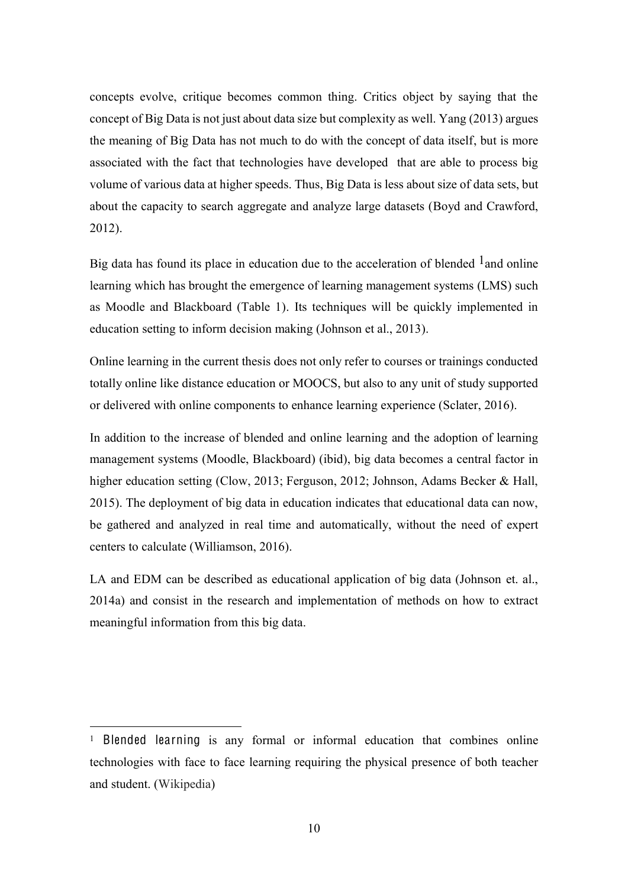concepts evolve, critique becomes common thing. Critics object by saying that the concept of Big Data is not just about data size but complexity as well. Yang (2013) argues the meaning of Big Data has not much to do with the concept of data itself, but is more associated with the fact that technologies have developed that are able to process big volume of various data at higher speeds. Thus, Big Data is less about size of data sets, but about the capacity to search aggregate and analyze large datasets (Boyd and Crawford, 2012).

Big data has found its place in education due to the acceleration of blended [1] and online learning which has brought the emergence of learning management systems (LMS) such as Moodle and Blackboard (Table 1). Its techniques will be quickly implemented in education setting to inform decision making (Johnson et al., 2013).

Online learning in the current thesis does not only refer to courses or trainings conducted totally online like distance education or MOOCS, but also to any unit of study supported or delivered with online components to enhance learning experience (Sclater, 2016).

In addition to the increase of blended and online learning and the adoption of learning management systems (Moodle, Blackboard) (ibid), big data becomes a central factor in higher education setting (Clow, 2013; Ferguson, 2012; Johnson, Adams Becker & Hall, 2015). The deployment of big data in education indicates that educational data can now, be gathered and analyzed in real time and automatically, without the need of expert centers to calculate (Williamson, 2016).

LA and EDM can be described as educational application of big data (Johnson et. al., 2014a) and consist in the research and implementation of methods on how to extract meaningful information from this big data.

---

[1] Blended learning is any formal or informal education that combines online technologies with face to face learning requiring the physical presence of both teacher and student. (Wikipedia)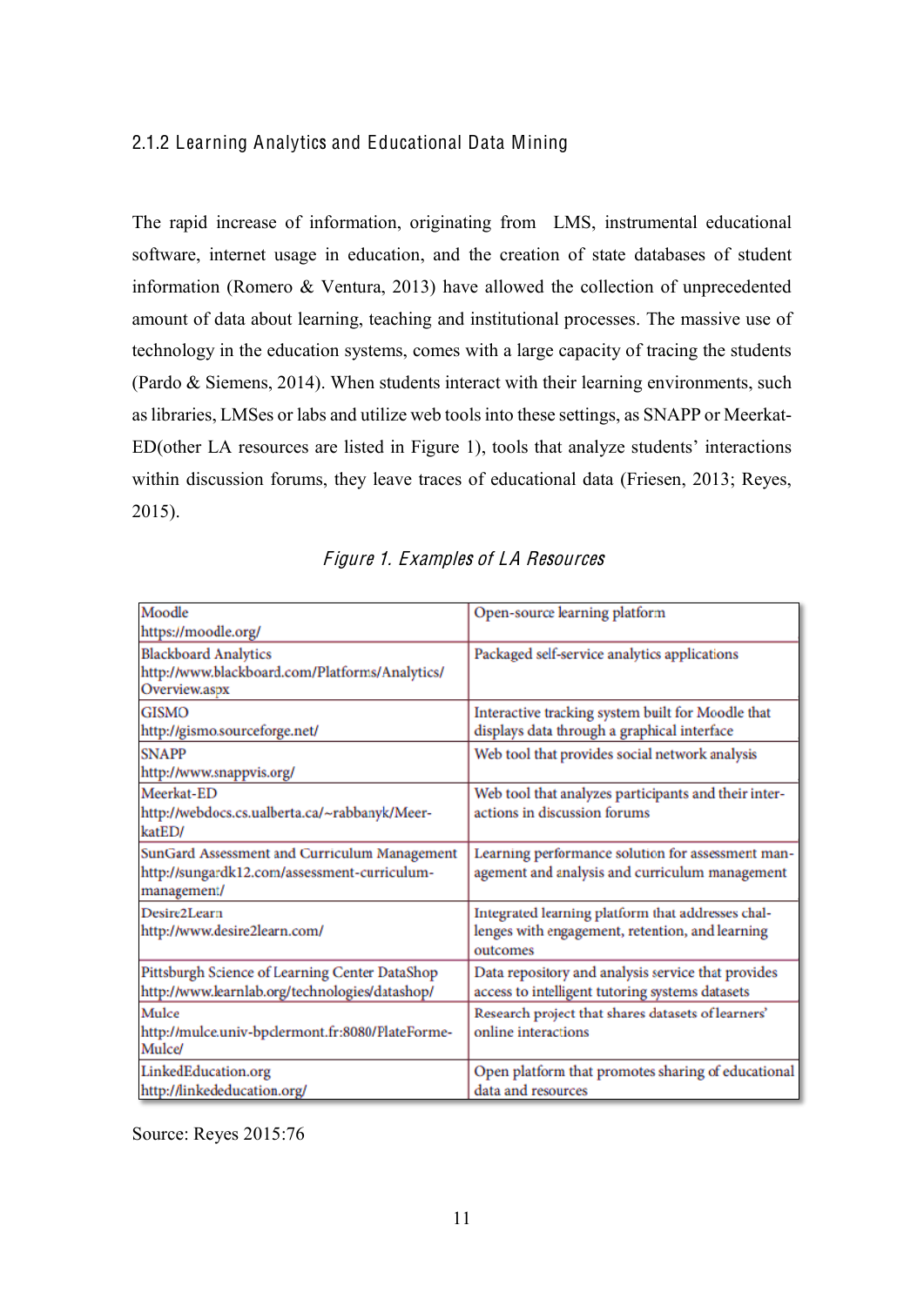### 2.1.2 Learning Analytics and Educational Data Mining

The rapid increase of information, originating from LMS, instrumental educational software, internet usage in education, and the creation of state databases of student information (Romero & Ventura, 2013) have allowed the collection of unprecedented amount of data about learning, teaching and institutional processes. The massive use of technology in the education systems, comes with a large capacity of tracing the students (Pardo & Siemens, 2014). When students interact with their learning environments, such as libraries, LMSes or labs and utilize web tools into these settings, as SNAPP or Meerkat-ED(other LA resources are listed in Figure 1), tools that analyze students' interactions within discussion forums, they leave traces of educational data (Friesen, 2013; Reyes, 2015).

*Figure 1. Examples of LA Resources*

| Resource | Description |
|---|---|
| Moodle<br>https://moodle.org/ | Open-source learning platform |
| Blackboard Analytics<br>http://www.blackboard.com/Platforms/Analytics/Overview.aspx | Packaged self-service analytics applications |
| GISMO<br>http://gismo.sourceforge.net/ | Interactive tracking system built for Moodle that displays data through a graphical interface |
| SNAPP<br>http://www.snappvis.org/ | Web tool that provides social network analysis |
| Meerkat-ED<br>http://webdocs.cs.ualberta.ca/~rabbanyk/MeerkatED/ | Web tool that analyzes participants and their interactions in discussion forums |
| SunGard Assessment and Curriculum Management<br>http://sungardk12.com/assessment-curriculum-management/ | Learning performance solution for assessment management and analysis and curriculum management |
| Desire2Learn<br>http://www.desire2learn.com/ | Integrated learning platform that addresses challenges with engagement, retention, and learning outcomes |
| Pittsburgh Science of Learning Center DataShop<br>http://www.learnlab.org/technologies/datashop/ | Data repository and analysis service that provides access to intelligent tutoring systems datasets |
| Mulce<br>http://mulce.univ-bpclermont.fr:8080/PlateForme-Mulce/ | Research project that shares datasets of learners' online interactions |
| LinkedEducation.org<br>http://linkededucation.org/ | Open platform that promotes sharing of educational data and resources |

Source: Reyes 2015:76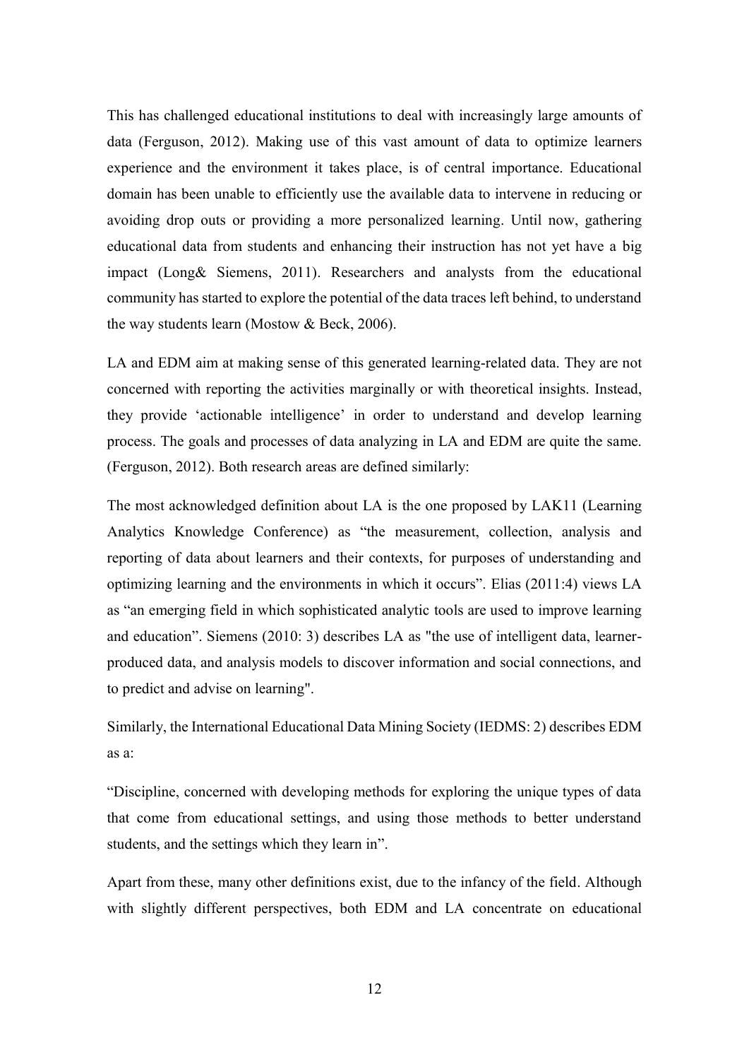This has challenged educational institutions to deal with increasingly large amounts of data (Ferguson, 2012). Making use of this vast amount of data to optimize learners experience and the environment it takes place, is of central importance. Educational domain has been unable to efficiently use the available data to intervene in reducing or avoiding drop outs or providing a more personalized learning. Until now, gathering educational data from students and enhancing their instruction has not yet have a big impact (Long& Siemens, 2011). Researchers and analysts from the educational community has started to explore the potential of the data traces left behind, to understand the way students learn (Mostow & Beck, 2006).

LA and EDM aim at making sense of this generated learning-related data. They are not concerned with reporting the activities marginally or with theoretical insights. Instead, they provide 'actionable intelligence' in order to understand and develop learning process. The goals and processes of data analyzing in LA and EDM are quite the same. (Ferguson, 2012). Both research areas are defined similarly:

The most acknowledged definition about LA is the one proposed by LAK11 (Learning Analytics Knowledge Conference) as "the measurement, collection, analysis and reporting of data about learners and their contexts, for purposes of understanding and optimizing learning and the environments in which it occurs". Elias (2011:4) views LA as "an emerging field in which sophisticated analytic tools are used to improve learning and education". Siemens (2010: 3) describes LA as "the use of intelligent data, learner-produced data, and analysis models to discover information and social connections, and to predict and advise on learning".

Similarly, the International Educational Data Mining Society (IEDMS: 2) describes EDM as a:

"Discipline, concerned with developing methods for exploring the unique types of data that come from educational settings, and using those methods to better understand students, and the settings which they learn in".

Apart from these, many other definitions exist, due to the infancy of the field. Although with slightly different perspectives, both EDM and LA concentrate on educational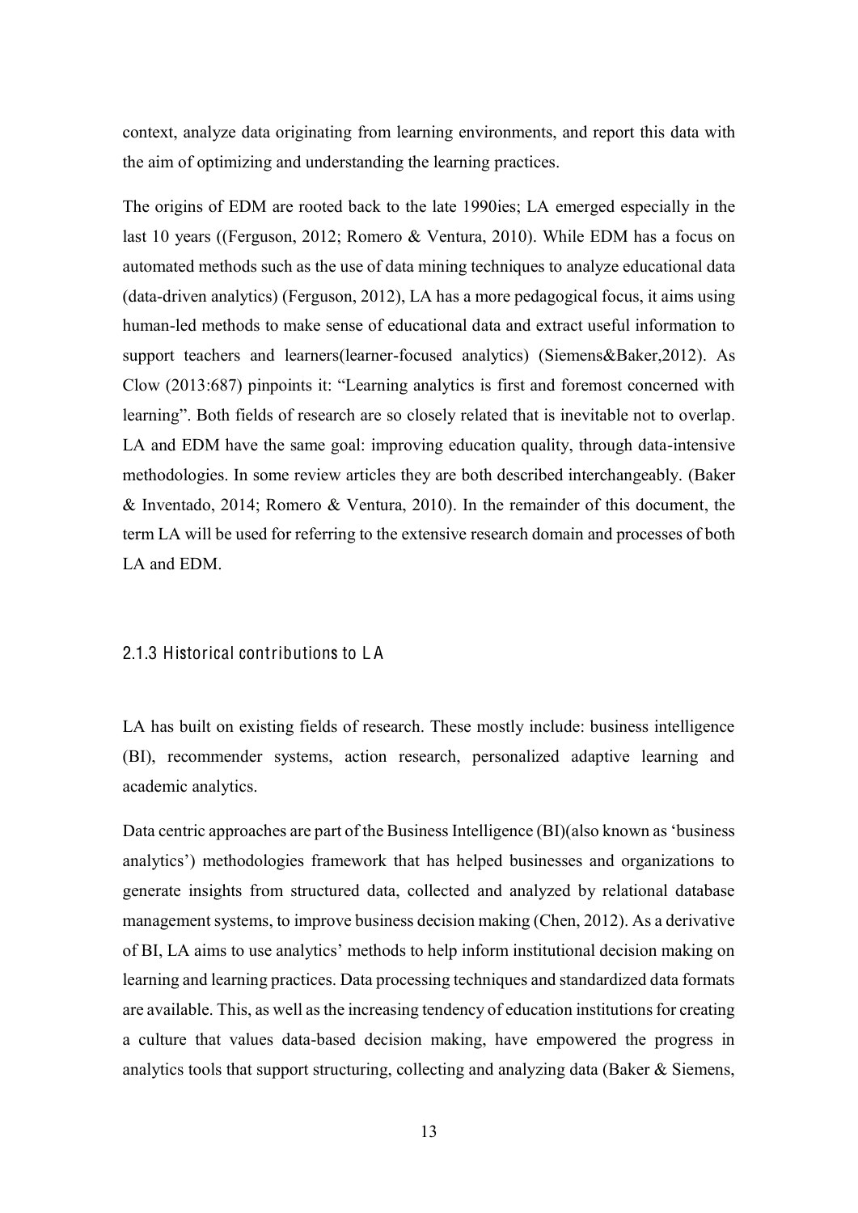context, analyze data originating from learning environments, and report this data with the aim of optimizing and understanding the learning practices.

The origins of EDM are rooted back to the late 1990ies; LA emerged especially in the last 10 years ((Ferguson, 2012; Romero & Ventura, 2010). While EDM has a focus on automated methods such as the use of data mining techniques to analyze educational data (data-driven analytics) (Ferguson, 2012), LA has a more pedagogical focus, it aims using human-led methods to make sense of educational data and extract useful information to support teachers and learners(learner-focused analytics) (Siemens&Baker,2012). As Clow (2013:687) pinpoints it: "Learning analytics is first and foremost concerned with learning". Both fields of research are so closely related that is inevitable not to overlap. LA and EDM have the same goal: improving education quality, through data-intensive methodologies. In some review articles they are both described interchangeably. (Baker & Inventado, 2014; Romero & Ventura, 2010). In the remainder of this document, the term LA will be used for referring to the extensive research domain and processes of both LA and EDM.

### 2.1.3 Historical contributions to LA

LA has built on existing fields of research. These mostly include: business intelligence (BI), recommender systems, action research, personalized adaptive learning and academic analytics.

Data centric approaches are part of the Business Intelligence (BI)(also known as 'business analytics') methodologies framework that has helped businesses and organizations to generate insights from structured data, collected and analyzed by relational database management systems, to improve business decision making (Chen, 2012). As a derivative of BI, LA aims to use analytics' methods to help inform institutional decision making on learning and learning practices. Data processing techniques and standardized data formats are available. This, as well as the increasing tendency of education institutions for creating a culture that values data-based decision making, have empowered the progress in analytics tools that support structuring, collecting and analyzing data (Baker & Siemens,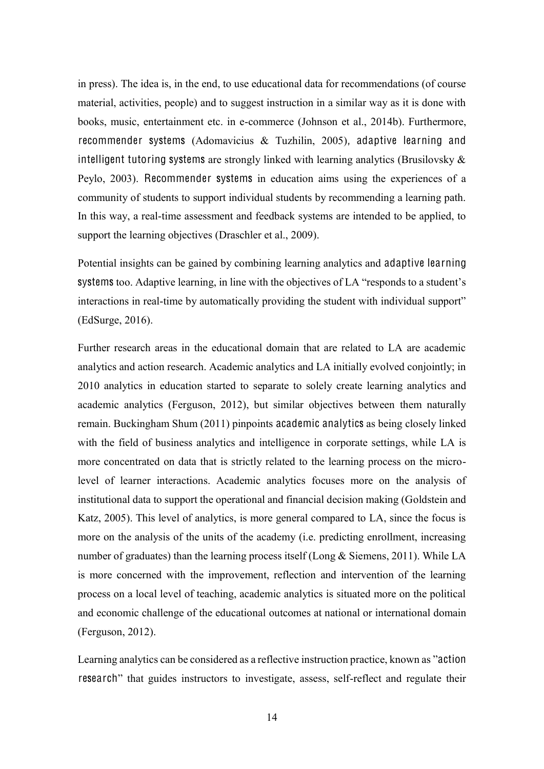in press). The idea is, in the end, to use educational data for recommendations (of course material, activities, people) and to suggest instruction in a similar way as it is done with books, music, entertainment etc. in e-commerce (Johnson et al., 2014b). Furthermore, recommender systems (Adomavicius & Tuzhilin, 2005), adaptive learning and intelligent tutoring systems are strongly linked with learning analytics (Brusilovsky & Peylo, 2003). Recommender systems in education aims using the experiences of a community of students to support individual students by recommending a learning path. In this way, a real-time assessment and feedback systems are intended to be applied, to support the learning objectives (Draschler et al., 2009).

Potential insights can be gained by combining learning analytics and adaptive learning systems too. Adaptive learning, in line with the objectives of LA "responds to a student's interactions in real-time by automatically providing the student with individual support" (EdSurge, 2016).

Further research areas in the educational domain that are related to LA are academic analytics and action research. Academic analytics and LA initially evolved conjointly; in 2010 analytics in education started to separate to solely create learning analytics and academic analytics (Ferguson, 2012), but similar objectives between them naturally remain. Buckingham Shum (2011) pinpoints academic analytics as being closely linked with the field of business analytics and intelligence in corporate settings, while LA is more concentrated on data that is strictly related to the learning process on the micro-level of learner interactions. Academic analytics focuses more on the analysis of institutional data to support the operational and financial decision making (Goldstein and Katz, 2005). This level of analytics, is more general compared to LA, since the focus is more on the analysis of the units of the academy (i.e. predicting enrollment, increasing number of graduates) than the learning process itself (Long & Siemens, 2011). While LA is more concerned with the improvement, reflection and intervention of the learning process on a local level of teaching, academic analytics is situated more on the political and economic challenge of the educational outcomes at national or international domain (Ferguson, 2012).

Learning analytics can be considered as a reflective instruction practice, known as "action research" that guides instructors to investigate, assess, self-reflect and regulate their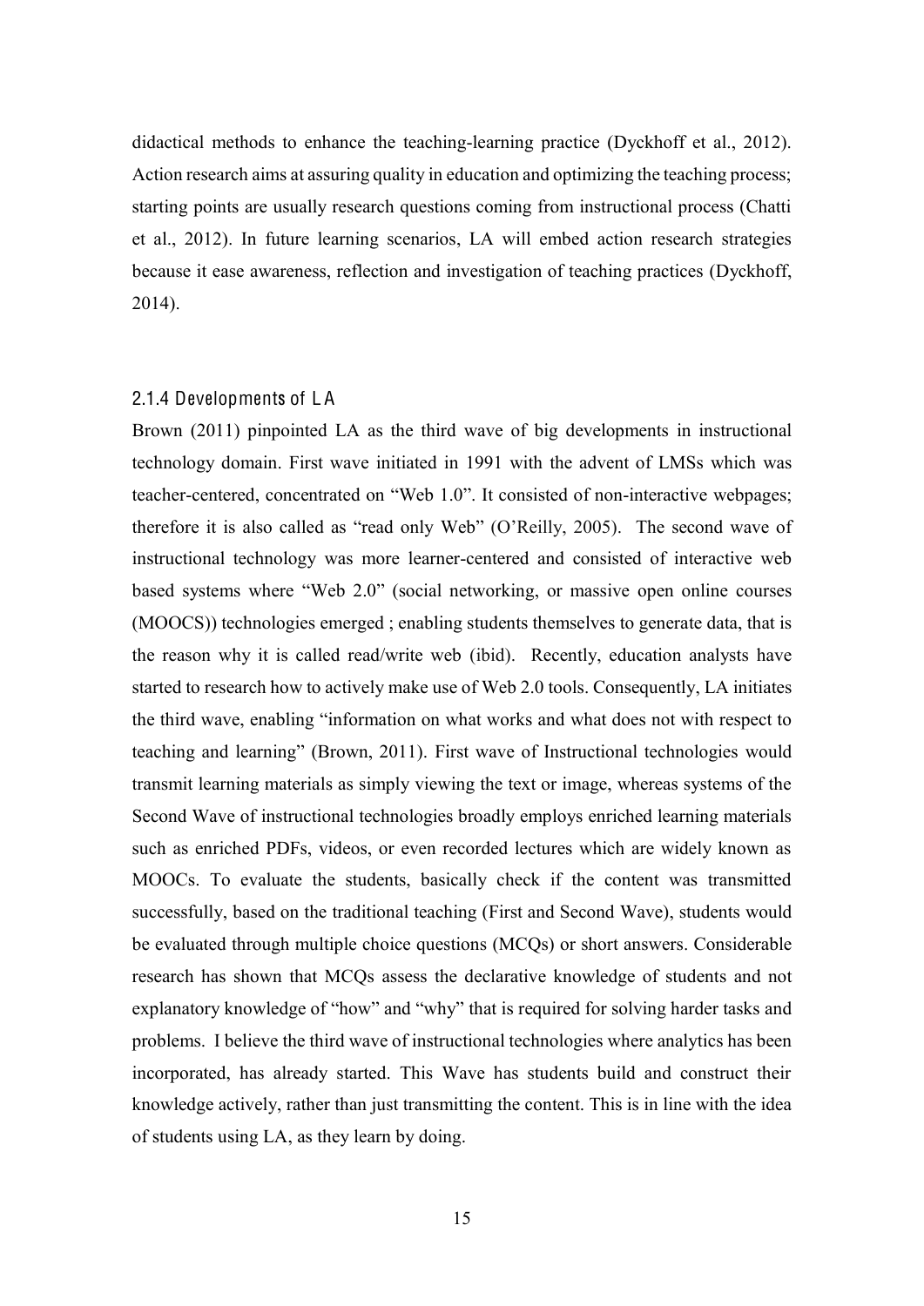didactical methods to enhance the teaching-learning practice (Dyckhoff et al., 2012). Action research aims at assuring quality in education and optimizing the teaching process; starting points are usually research questions coming from instructional process (Chatti et al., 2012). In future learning scenarios, LA will embed action research strategies because it ease awareness, reflection and investigation of teaching practices (Dyckhoff, 2014).

### 2.1.4 Developments of LA

Brown (2011) pinpointed LA as the third wave of big developments in instructional technology domain. First wave initiated in 1991 with the advent of LMSs which was teacher-centered, concentrated on "Web 1.0". It consisted of non-interactive webpages; therefore it is also called as "read only Web" (O'Reilly, 2005). The second wave of instructional technology was more learner-centered and consisted of interactive web based systems where "Web 2.0" (social networking, or massive open online courses (MOOCS)) technologies emerged ; enabling students themselves to generate data, that is the reason why it is called read/write web (ibid). Recently, education analysts have started to research how to actively make use of Web 2.0 tools. Consequently, LA initiates the third wave, enabling "information on what works and what does not with respect to teaching and learning" (Brown, 2011). First wave of Instructional technologies would transmit learning materials as simply viewing the text or image, whereas systems of the Second Wave of instructional technologies broadly employs enriched learning materials such as enriched PDFs, videos, or even recorded lectures which are widely known as MOOCs. To evaluate the students, basically check if the content was transmitted successfully, based on the traditional teaching (First and Second Wave), students would be evaluated through multiple choice questions (MCQs) or short answers. Considerable research has shown that MCQs assess the declarative knowledge of students and not explanatory knowledge of "how" and "why" that is required for solving harder tasks and problems. I believe the third wave of instructional technologies where analytics has been incorporated, has already started. This Wave has students build and construct their knowledge actively, rather than just transmitting the content. This is in line with the idea of students using LA, as they learn by doing.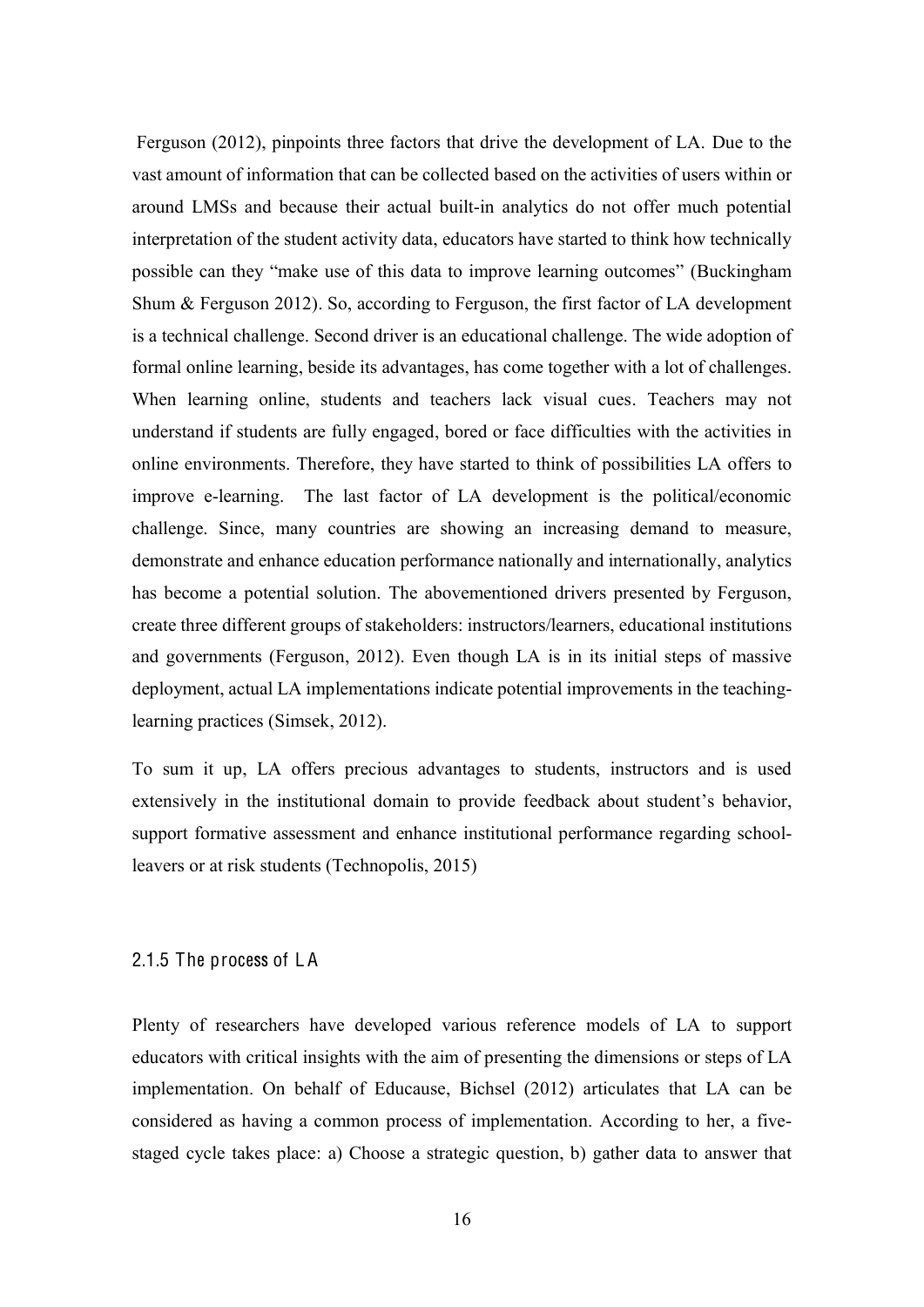Ferguson (2012), pinpoints three factors that drive the development of LA. Due to the vast amount of information that can be collected based on the activities of users within or around LMSs and because their actual built-in analytics do not offer much potential interpretation of the student activity data, educators have started to think how technically possible can they "make use of this data to improve learning outcomes" (Buckingham Shum & Ferguson 2012). So, according to Ferguson, the first factor of LA development is a technical challenge. Second driver is an educational challenge. The wide adoption of formal online learning, beside its advantages, has come together with a lot of challenges. When learning online, students and teachers lack visual cues. Teachers may not understand if students are fully engaged, bored or face difficulties with the activities in online environments. Therefore, they have started to think of possibilities LA offers to improve e-learning. The last factor of LA development is the political/economic challenge. Since, many countries are showing an increasing demand to measure, demonstrate and enhance education performance nationally and internationally, analytics has become a potential solution. The abovementioned drivers presented by Ferguson, create three different groups of stakeholders: instructors/learners, educational institutions and governments (Ferguson, 2012). Even though LA is in its initial steps of massive deployment, actual LA implementations indicate potential improvements in the teaching-learning practices (Simsek, 2012).

To sum it up, LA offers precious advantages to students, instructors and is used extensively in the institutional domain to provide feedback about student's behavior, support formative assessment and enhance institutional performance regarding school-leavers or at risk students (Technopolis, 2015)

### 2.1.5 The process of LA

Plenty of researchers have developed various reference models of LA to support educators with critical insights with the aim of presenting the dimensions or steps of LA implementation. On behalf of Educause, Bichsel (2012) articulates that LA can be considered as having a common process of implementation. According to her, a five-staged cycle takes place: a) Choose a strategic question, b) gather data to answer that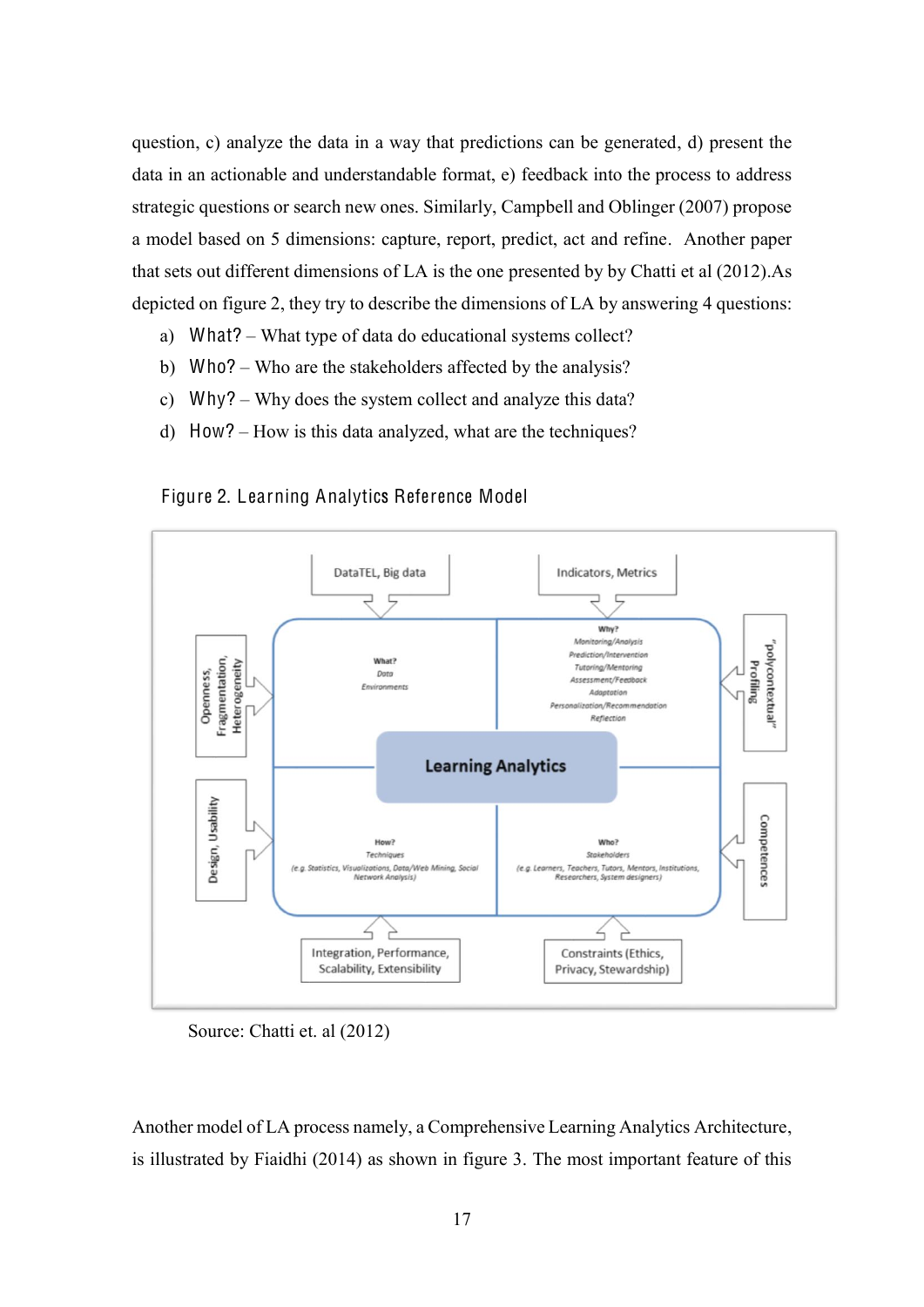question, c) analyze the data in a way that predictions can be generated, d) present the data in an actionable and understandable format, e) feedback into the process to address strategic questions or search new ones. Similarly, Campbell and Oblinger (2007) propose a model based on 5 dimensions: capture, report, predict, act and refine. Another paper that sets out different dimensions of LA is the one presented by by Chatti et al (2012).As depicted on figure 2, they try to describe the dimensions of LA by answering 4 questions:

a) What? – What type of data do educational systems collect?
b) Who? – Who are the stakeholders affected by the analysis?
c) Why? – Why does the system collect and analyze this data?
d) How? – How is this data analyzed, what are the techniques?

Figure 2. Learning Analytics Reference Model

Source: Chatti et. al (2012)

Another model of LA process namely, a Comprehensive Learning Analytics Architecture, is illustrated by Fiaidhi (2014) as shown in figure 3. The most important feature of this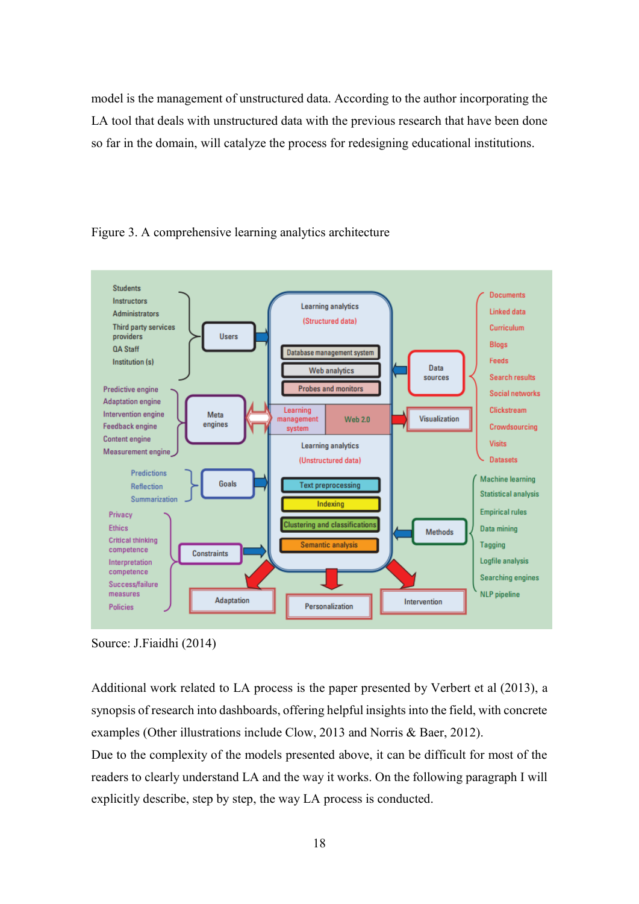model is the management of unstructured data. According to the author incorporating the LA tool that deals with unstructured data with the previous research that have been done so far in the domain, will catalyze the process for redesigning educational institutions.

Figure 3. A comprehensive learning analytics architecture

Source: J.Fiaidhi (2014)

Additional work related to LA process is the paper presented by Verbert et al (2013), a synopsis of research into dashboards, offering helpful insights into the field, with concrete examples (Other illustrations include Clow, 2013 and Norris & Baer, 2012).

Due to the complexity of the models presented above, it can be difficult for most of the readers to clearly understand LA and the way it works. On the following paragraph I will explicitly describe, step by step, the way LA process is conducted.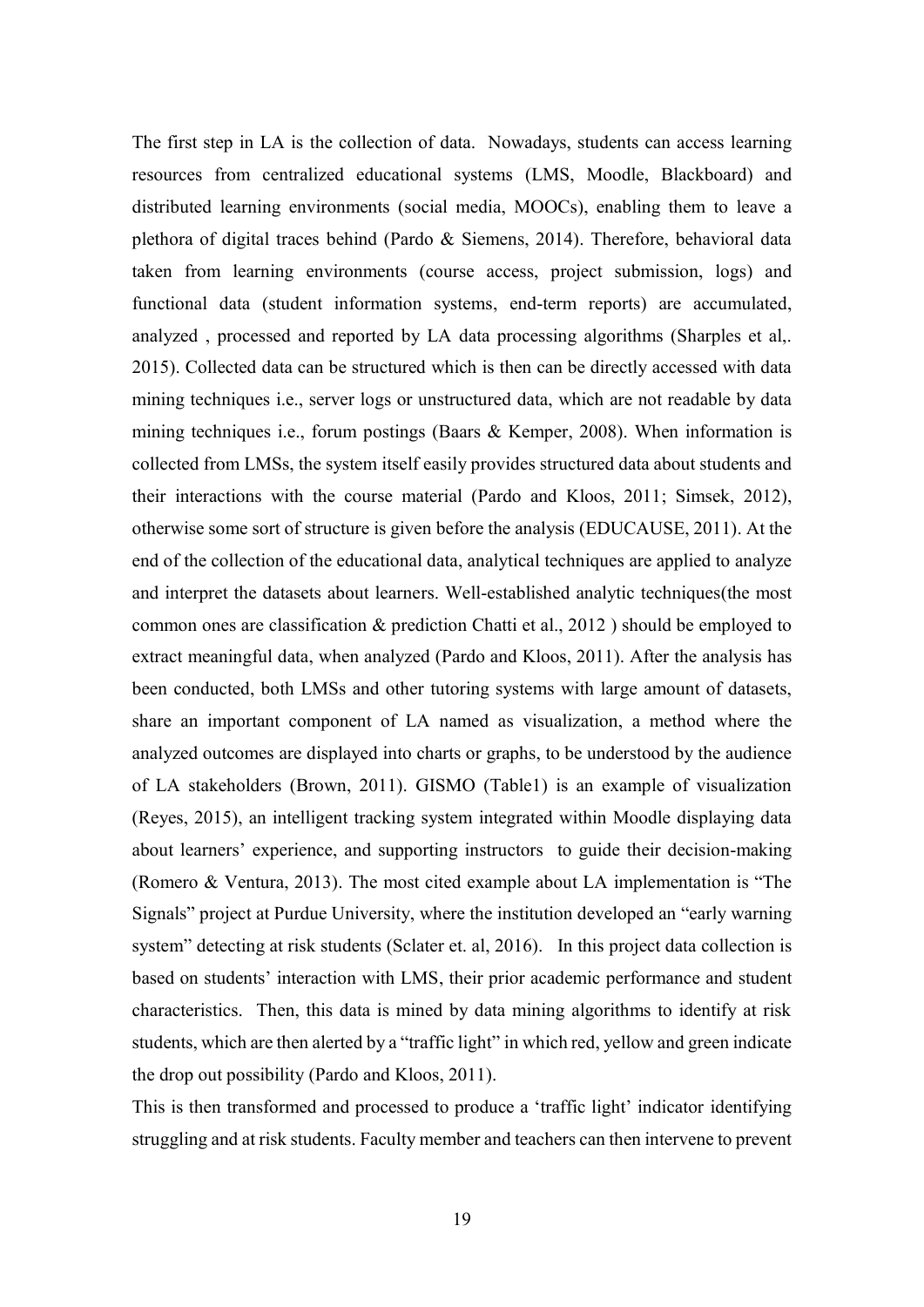The first step in LA is the collection of data. Nowadays, students can access learning resources from centralized educational systems (LMS, Moodle, Blackboard) and distributed learning environments (social media, MOOCs), enabling them to leave a plethora of digital traces behind (Pardo & Siemens, 2014). Therefore, behavioral data taken from learning environments (course access, project submission, logs) and functional data (student information systems, end-term reports) are accumulated, analyzed , processed and reported by LA data processing algorithms (Sharples et al,. 2015). Collected data can be structured which is then can be directly accessed with data mining techniques i.e., server logs or unstructured data, which are not readable by data mining techniques i.e., forum postings (Baars & Kemper, 2008). When information is collected from LMSs, the system itself easily provides structured data about students and their interactions with the course material (Pardo and Kloos, 2011; Simsek, 2012), otherwise some sort of structure is given before the analysis (EDUCAUSE, 2011). At the end of the collection of the educational data, analytical techniques are applied to analyze and interpret the datasets about learners. Well-established analytic techniques(the most common ones are classification & prediction Chatti et al., 2012 ) should be employed to extract meaningful data, when analyzed (Pardo and Kloos, 2011). After the analysis has been conducted, both LMSs and other tutoring systems with large amount of datasets, share an important component of LA named as visualization, a method where the analyzed outcomes are displayed into charts or graphs, to be understood by the audience of LA stakeholders (Brown, 2011). GISMO (Table1) is an example of visualization (Reyes, 2015), an intelligent tracking system integrated within Moodle displaying data about learners' experience, and supporting instructors to guide their decision-making (Romero & Ventura, 2013). The most cited example about LA implementation is "The Signals" project at Purdue University, where the institution developed an "early warning system" detecting at risk students (Sclater et. al, 2016). In this project data collection is based on students' interaction with LMS, their prior academic performance and student characteristics. Then, this data is mined by data mining algorithms to identify at risk students, which are then alerted by a "traffic light" in which red, yellow and green indicate the drop out possibility (Pardo and Kloos, 2011).

This is then transformed and processed to produce a 'traffic light' indicator identifying struggling and at risk students. Faculty member and teachers can then intervene to prevent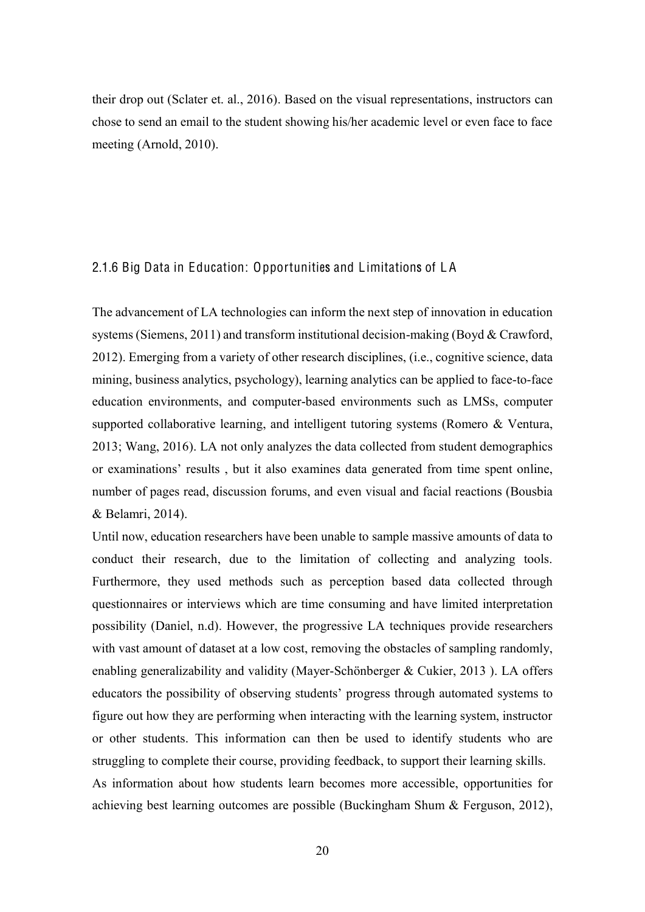their drop out (Sclater et. al., 2016). Based on the visual representations, instructors can chose to send an email to the student showing his/her academic level or even face to face meeting (Arnold, 2010).

### 2.1.6 Big Data in Education: Opportunities and Limitations of LA

The advancement of LA technologies can inform the next step of innovation in education systems (Siemens, 2011) and transform institutional decision-making (Boyd & Crawford, 2012). Emerging from a variety of other research disciplines, (i.e., cognitive science, data mining, business analytics, psychology), learning analytics can be applied to face-to-face education environments, and computer-based environments such as LMSs, computer supported collaborative learning, and intelligent tutoring systems (Romero & Ventura, 2013; Wang, 2016). LA not only analyzes the data collected from student demographics or examinations' results , but it also examines data generated from time spent online, number of pages read, discussion forums, and even visual and facial reactions (Bousbia & Belamri, 2014).

Until now, education researchers have been unable to sample massive amounts of data to conduct their research, due to the limitation of collecting and analyzing tools. Furthermore, they used methods such as perception based data collected through questionnaires or interviews which are time consuming and have limited interpretation possibility (Daniel, n.d). However, the progressive LA techniques provide researchers with vast amount of dataset at a low cost, removing the obstacles of sampling randomly, enabling generalizability and validity (Mayer-Schönberger & Cukier, 2013 ). LA offers educators the possibility of observing students' progress through automated systems to figure out how they are performing when interacting with the learning system, instructor or other students. This information can then be used to identify students who are struggling to complete their course, providing feedback, to support their learning skills.

As information about how students learn becomes more accessible, opportunities for achieving best learning outcomes are possible (Buckingham Shum & Ferguson, 2012),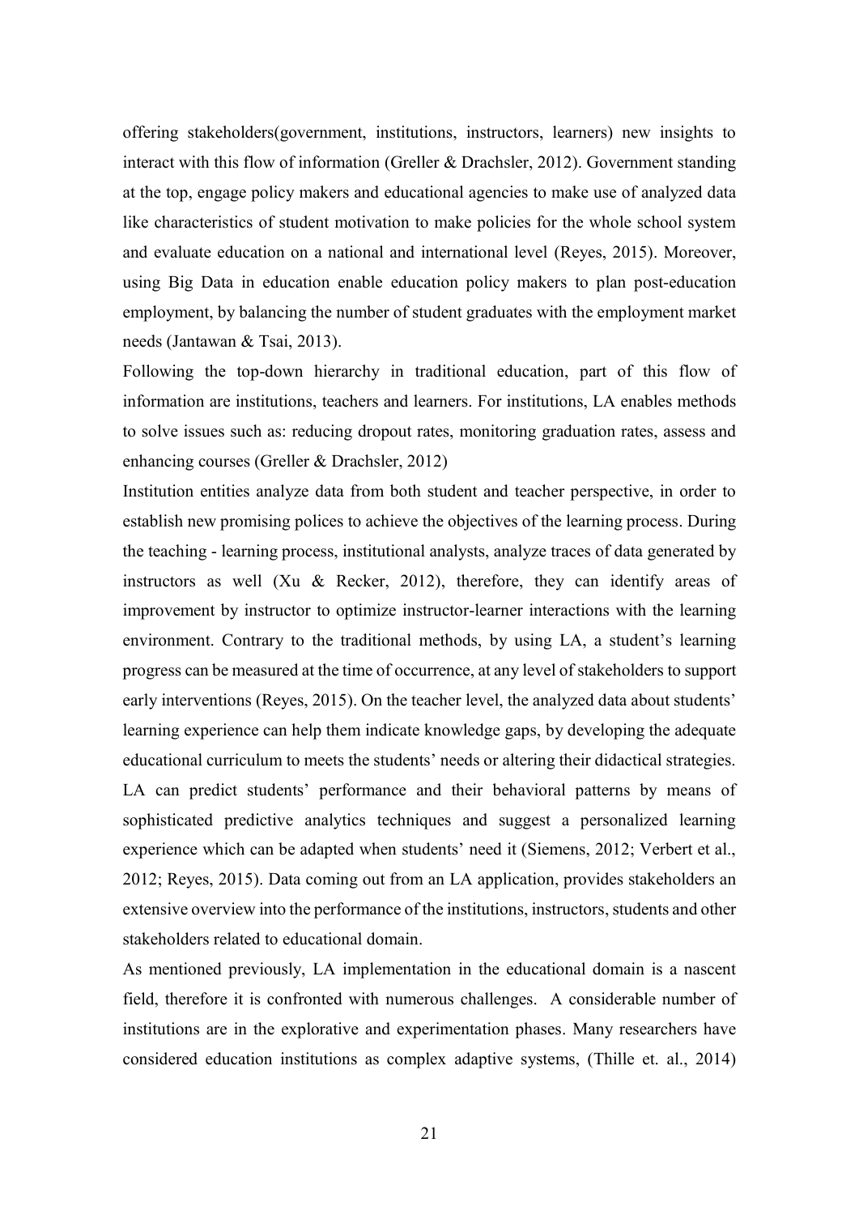offering stakeholders(government, institutions, instructors, learners) new insights to interact with this flow of information (Greller & Drachsler, 2012). Government standing at the top, engage policy makers and educational agencies to make use of analyzed data like characteristics of student motivation to make policies for the whole school system and evaluate education on a national and international level (Reyes, 2015). Moreover, using Big Data in education enable education policy makers to plan post-education employment, by balancing the number of student graduates with the employment market needs (Jantawan & Tsai, 2013).

Following the top-down hierarchy in traditional education, part of this flow of information are institutions, teachers and learners. For institutions, LA enables methods to solve issues such as: reducing dropout rates, monitoring graduation rates, assess and enhancing courses (Greller & Drachsler, 2012)

Institution entities analyze data from both student and teacher perspective, in order to establish new promising polices to achieve the objectives of the learning process. During the teaching - learning process, institutional analysts, analyze traces of data generated by instructors as well (Xu & Recker, 2012), therefore, they can identify areas of improvement by instructor to optimize instructor-learner interactions with the learning environment. Contrary to the traditional methods, by using LA, a student's learning progress can be measured at the time of occurrence, at any level of stakeholders to support early interventions (Reyes, 2015). On the teacher level, the analyzed data about students' learning experience can help them indicate knowledge gaps, by developing the adequate educational curriculum to meets the students' needs or altering their didactical strategies. LA can predict students' performance and their behavioral patterns by means of sophisticated predictive analytics techniques and suggest a personalized learning experience which can be adapted when students' need it (Siemens, 2012; Verbert et al., 2012; Reyes, 2015). Data coming out from an LA application, provides stakeholders an extensive overview into the performance of the institutions, instructors, students and other stakeholders related to educational domain.

As mentioned previously, LA implementation in the educational domain is a nascent field, therefore it is confronted with numerous challenges. A considerable number of institutions are in the explorative and experimentation phases. Many researchers have considered education institutions as complex adaptive systems, (Thille et. al., 2014)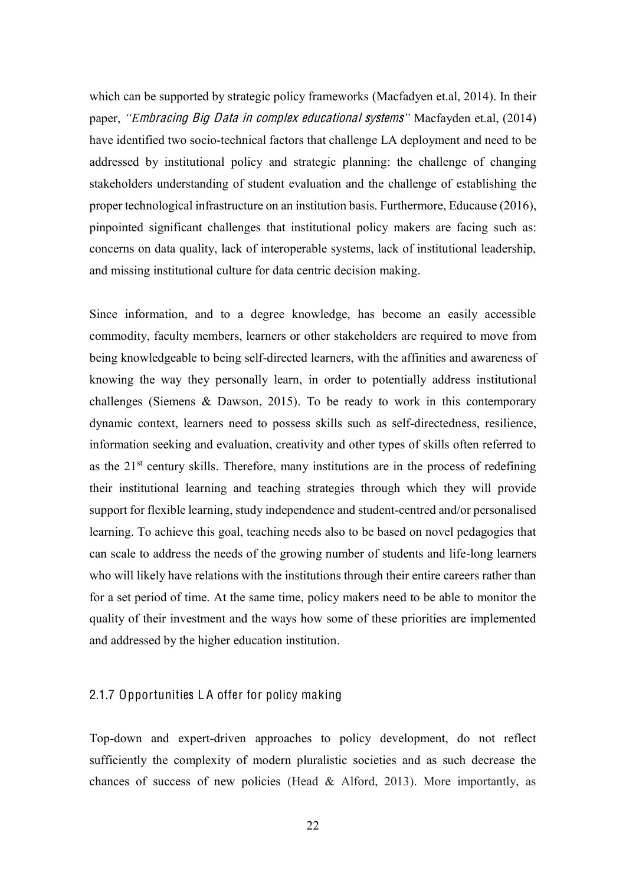which can be supported by strategic policy frameworks (Macfadyen et.al, 2014). In their paper, *"Embracing Big Data in complex educational systems"* Macfayden et.al, (2014) have identified two socio-technical factors that challenge LA deployment and need to be addressed by institutional policy and strategic planning: the challenge of changing stakeholders understanding of student evaluation and the challenge of establishing the proper technological infrastructure on an institution basis. Furthermore, Educause (2016), pinpointed significant challenges that institutional policy makers are facing such as: concerns on data quality, lack of interoperable systems, lack of institutional leadership, and missing institutional culture for data centric decision making.

Since information, and to a degree knowledge, has become an easily accessible commodity, faculty members, learners or other stakeholders are required to move from being knowledgeable to being self-directed learners, with the affinities and awareness of knowing the way they personally learn, in order to potentially address institutional challenges (Siemens & Dawson, 2015). To be ready to work in this contemporary dynamic context, learners need to possess skills such as self-directedness, resilience, information seeking and evaluation, creativity and other types of skills often referred to as the 21st century skills. Therefore, many institutions are in the process of redefining their institutional learning and teaching strategies through which they will provide support for flexible learning, study independence and student-centred and/or personalised learning. To achieve this goal, teaching needs also to be based on novel pedagogies that can scale to address the needs of the growing number of students and life-long learners who will likely have relations with the institutions through their entire careers rather than for a set period of time. At the same time, policy makers need to be able to monitor the quality of their investment and the ways how some of these priorities are implemented and addressed by the higher education institution.

### 2.1.7 Opportunities LA offer for policy making

Top-down and expert-driven approaches to policy development, do not reflect sufficiently the complexity of modern pluralistic societies and as such decrease the chances of success of new policies (Head & Alford, 2013). More importantly, as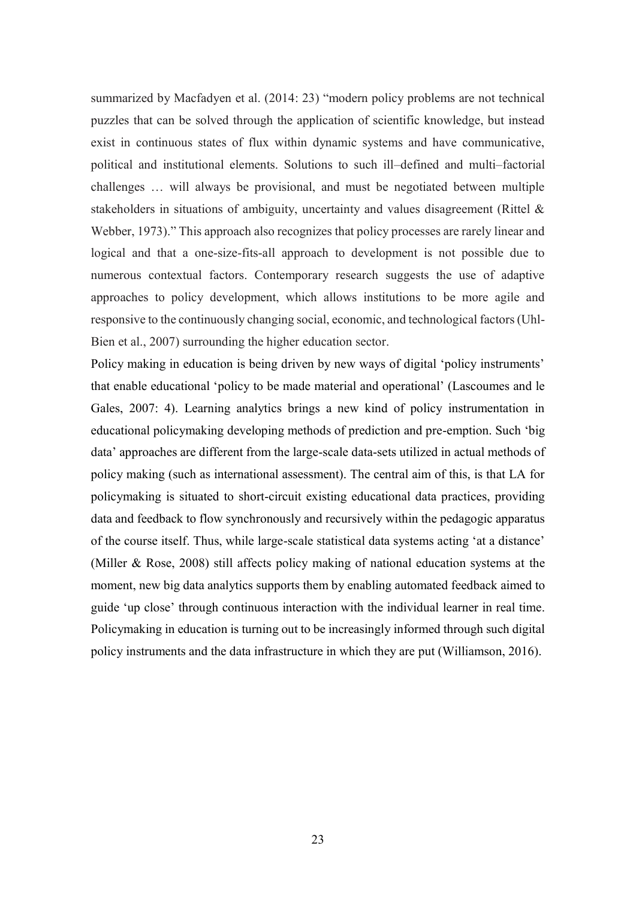summarized by Macfadyen et al. (2014: 23) "modern policy problems are not technical puzzles that can be solved through the application of scientific knowledge, but instead exist in continuous states of flux within dynamic systems and have communicative, political and institutional elements. Solutions to such ill–defined and multi–factorial challenges … will always be provisional, and must be negotiated between multiple stakeholders in situations of ambiguity, uncertainty and values disagreement (Rittel & Webber, 1973)." This approach also recognizes that policy processes are rarely linear and logical and that a one-size-fits-all approach to development is not possible due to numerous contextual factors. Contemporary research suggests the use of adaptive approaches to policy development, which allows institutions to be more agile and responsive to the continuously changing social, economic, and technological factors (Uhl-Bien et al., 2007) surrounding the higher education sector.

Policy making in education is being driven by new ways of digital 'policy instruments' that enable educational 'policy to be made material and operational' (Lascoumes and le Gales, 2007: 4). Learning analytics brings a new kind of policy instrumentation in educational policymaking developing methods of prediction and pre-emption. Such 'big data' approaches are different from the large-scale data-sets utilized in actual methods of policy making (such as international assessment). The central aim of this, is that LA for policymaking is situated to short-circuit existing educational data practices, providing data and feedback to flow synchronously and recursively within the pedagogic apparatus of the course itself. Thus, while large-scale statistical data systems acting 'at a distance' (Miller & Rose, 2008) still affects policy making of national education systems at the moment, new big data analytics supports them by enabling automated feedback aimed to guide 'up close' through continuous interaction with the individual learner in real time. Policymaking in education is turning out to be increasingly informed through such digital policy instruments and the data infrastructure in which they are put (Williamson, 2016).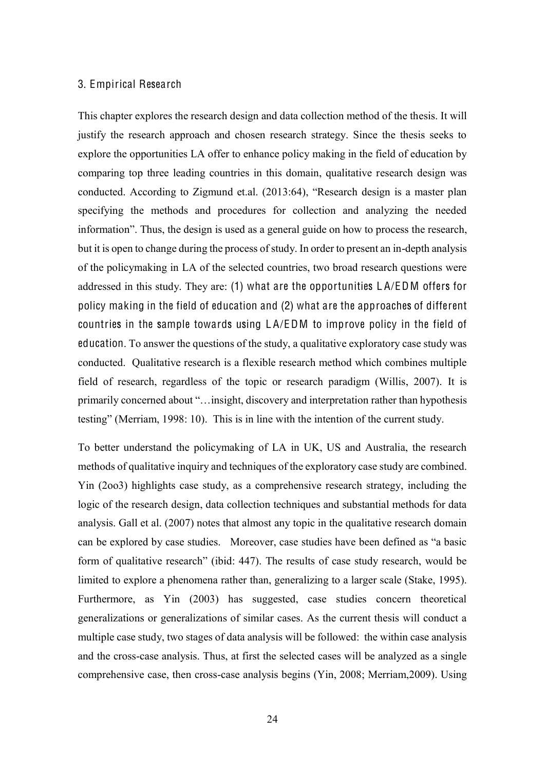## 3. Empirical Research

This chapter explores the research design and data collection method of the thesis. It will justify the research approach and chosen research strategy. Since the thesis seeks to explore the opportunities LA offer to enhance policy making in the field of education by comparing top three leading countries in this domain, qualitative research design was conducted. According to Zigmund et.al. (2013:64), "Research design is a master plan specifying the methods and procedures for collection and analyzing the needed information". Thus, the design is used as a general guide on how to process the research, but it is open to change during the process of study. In order to present an in-depth analysis of the policymaking in LA of the selected countries, two broad research questions were addressed in this study. They are: (1) what are the opportunities LA/EDM offers for policy making in the field of education and (2) what are the approaches of different countries in the sample towards using LA/EDM to improve policy in the field of education. To answer the questions of the study, a qualitative exploratory case study was conducted. Qualitative research is a flexible research method which combines multiple field of research, regardless of the topic or research paradigm (Willis, 2007). It is primarily concerned about "…insight, discovery and interpretation rather than hypothesis testing" (Merriam, 1998: 10). This is in line with the intention of the current study.

To better understand the policymaking of LA in UK, US and Australia, the research methods of qualitative inquiry and techniques of the exploratory case study are combined. Yin (2oo3) highlights case study, as a comprehensive research strategy, including the logic of the research design, data collection techniques and substantial methods for data analysis. Gall et al. (2007) notes that almost any topic in the qualitative research domain can be explored by case studies. Moreover, case studies have been defined as "a basic form of qualitative research" (ibid: 447). The results of case study research, would be limited to explore a phenomena rather than, generalizing to a larger scale (Stake, 1995). Furthermore, as Yin (2003) has suggested, case studies concern theoretical generalizations or generalizations of similar cases. As the current thesis will conduct a multiple case study, two stages of data analysis will be followed: the within case analysis and the cross-case analysis. Thus, at first the selected cases will be analyzed as a single comprehensive case, then cross-case analysis begins (Yin, 2008; Merriam,2009). Using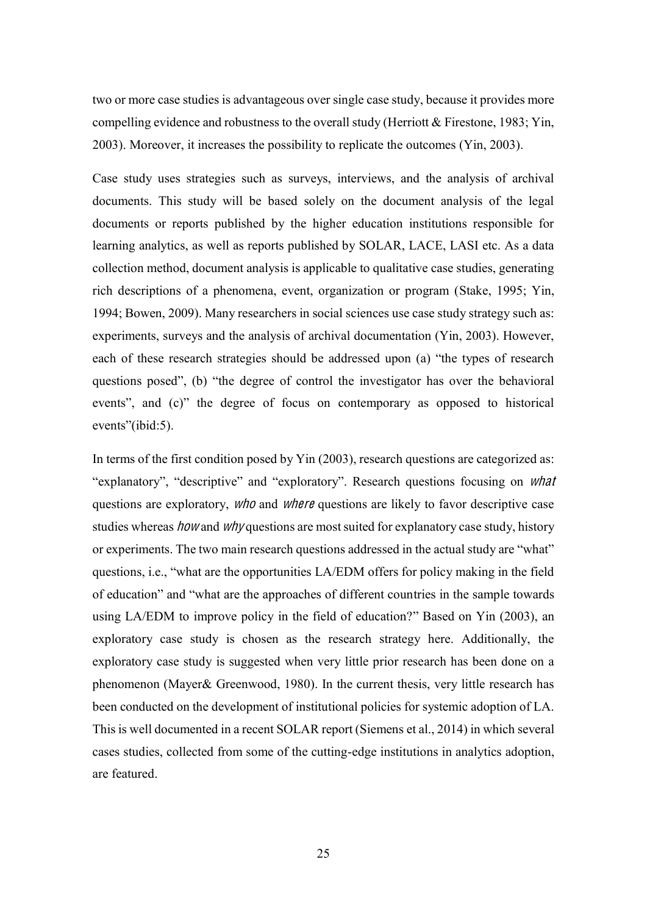two or more case studies is advantageous over single case study, because it provides more compelling evidence and robustness to the overall study (Herriott & Firestone, 1983; Yin, 2003). Moreover, it increases the possibility to replicate the outcomes (Yin, 2003).

Case study uses strategies such as surveys, interviews, and the analysis of archival documents. This study will be based solely on the document analysis of the legal documents or reports published by the higher education institutions responsible for learning analytics, as well as reports published by SOLAR, LACE, LASI etc. As a data collection method, document analysis is applicable to qualitative case studies, generating rich descriptions of a phenomena, event, organization or program (Stake, 1995; Yin, 1994; Bowen, 2009). Many researchers in social sciences use case study strategy such as: experiments, surveys and the analysis of archival documentation (Yin, 2003). However, each of these research strategies should be addressed upon (a) "the types of research questions posed", (b) "the degree of control the investigator has over the behavioral events", and (c)" the degree of focus on contemporary as opposed to historical events"(ibid:5).

In terms of the first condition posed by Yin (2003), research questions are categorized as: "explanatory", "descriptive" and "exploratory". Research questions focusing on *what* questions are exploratory, *who* and *where* questions are likely to favor descriptive case studies whereas *how* and *why* questions are most suited for explanatory case study, history or experiments. The two main research questions addressed in the actual study are "what" questions, i.e., "what are the opportunities LA/EDM offers for policy making in the field of education" and "what are the approaches of different countries in the sample towards using LA/EDM to improve policy in the field of education?" Based on Yin (2003), an exploratory case study is chosen as the research strategy here. Additionally, the exploratory case study is suggested when very little prior research has been done on a phenomenon (Mayer& Greenwood, 1980). In the current thesis, very little research has been conducted on the development of institutional policies for systemic adoption of LA. This is well documented in a recent SOLAR report (Siemens et al., 2014) in which several cases studies, collected from some of the cutting-edge institutions in analytics adoption, are featured.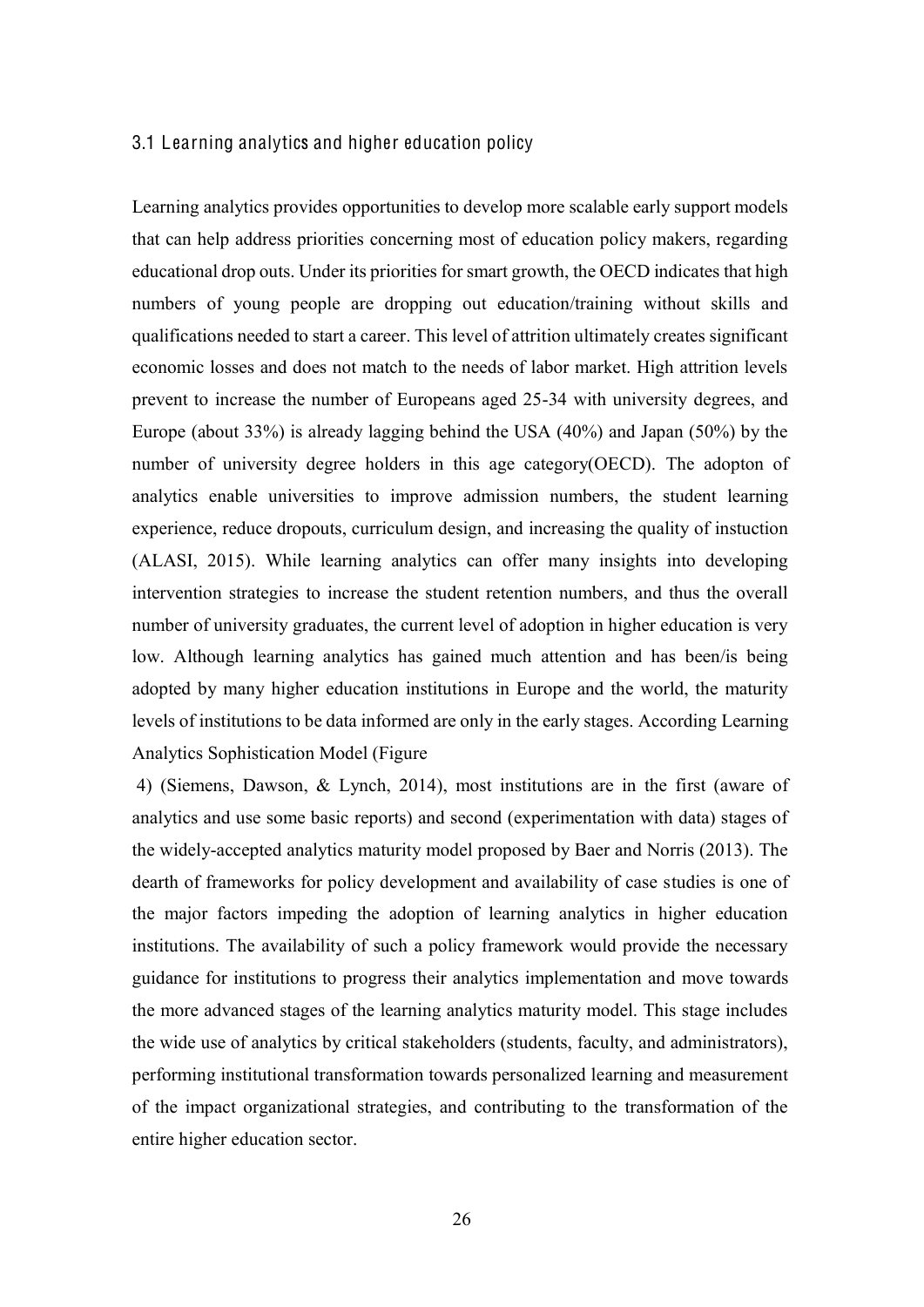### 3.1 Learning analytics and higher education policy

Learning analytics provides opportunities to develop more scalable early support models that can help address priorities concerning most of education policy makers, regarding educational drop outs. Under its priorities for smart growth, the OECD indicates that high numbers of young people are dropping out education/training without skills and qualifications needed to start a career. This level of attrition ultimately creates significant economic losses and does not match to the needs of labor market. High attrition levels prevent to increase the number of Europeans aged 25-34 with university degrees, and Europe (about 33%) is already lagging behind the USA (40%) and Japan (50%) by the number of university degree holders in this age category(OECD). The adopton of analytics enable universities to improve admission numbers, the student learning experience, reduce dropouts, curriculum design, and increasing the quality of instuction (ALASI, 2015). While learning analytics can offer many insights into developing intervention strategies to increase the student retention numbers, and thus the overall number of university graduates, the current level of adoption in higher education is very low. Although learning analytics has gained much attention and has been/is being adopted by many higher education institutions in Europe and the world, the maturity levels of institutions to be data informed are only in the early stages. According Learning Analytics Sophistication Model (Figure 4) (Siemens, Dawson, & Lynch, 2014), most institutions are in the first (aware of analytics and use some basic reports) and second (experimentation with data) stages of the widely-accepted analytics maturity model proposed by Baer and Norris (2013). The dearth of frameworks for policy development and availability of case studies is one of the major factors impeding the adoption of learning analytics in higher education institutions. The availability of such a policy framework would provide the necessary guidance for institutions to progress their analytics implementation and move towards the more advanced stages of the learning analytics maturity model. This stage includes the wide use of analytics by critical stakeholders (students, faculty, and administrators), performing institutional transformation towards personalized learning and measurement of the impact organizational strategies, and contributing to the transformation of the entire higher education sector.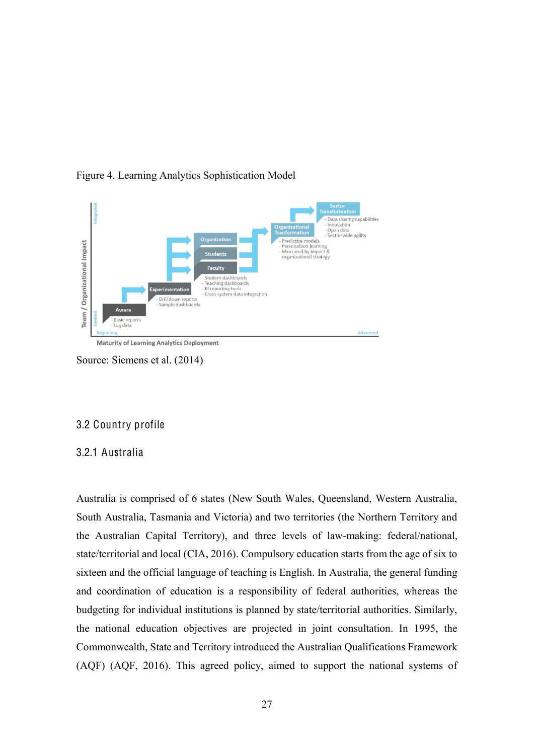Figure 4. Learning Analytics Sophistication Model

Source: Siemens et al. (2014)

## 3.2 Country profile

### 3.2.1 Australia

Australia is comprised of 6 states (New South Wales, Queensland, Western Australia, South Australia, Tasmania and Victoria) and two territories (the Northern Territory and the Australian Capital Territory), and three levels of law-making: federal/national, state/territorial and local (CIA, 2016). Compulsory education starts from the age of six to sixteen and the official language of teaching is English. In Australia, the general funding and coordination of education is a responsibility of federal authorities, whereas the budgeting for individual institutions is planned by state/territorial authorities. Similarly, the national education objectives are projected in joint consultation. In 1995, the Commonwealth, State and Territory introduced the Australian Qualifications Framework (AQF) (AQF, 2016). This agreed policy, aimed to support the national systems of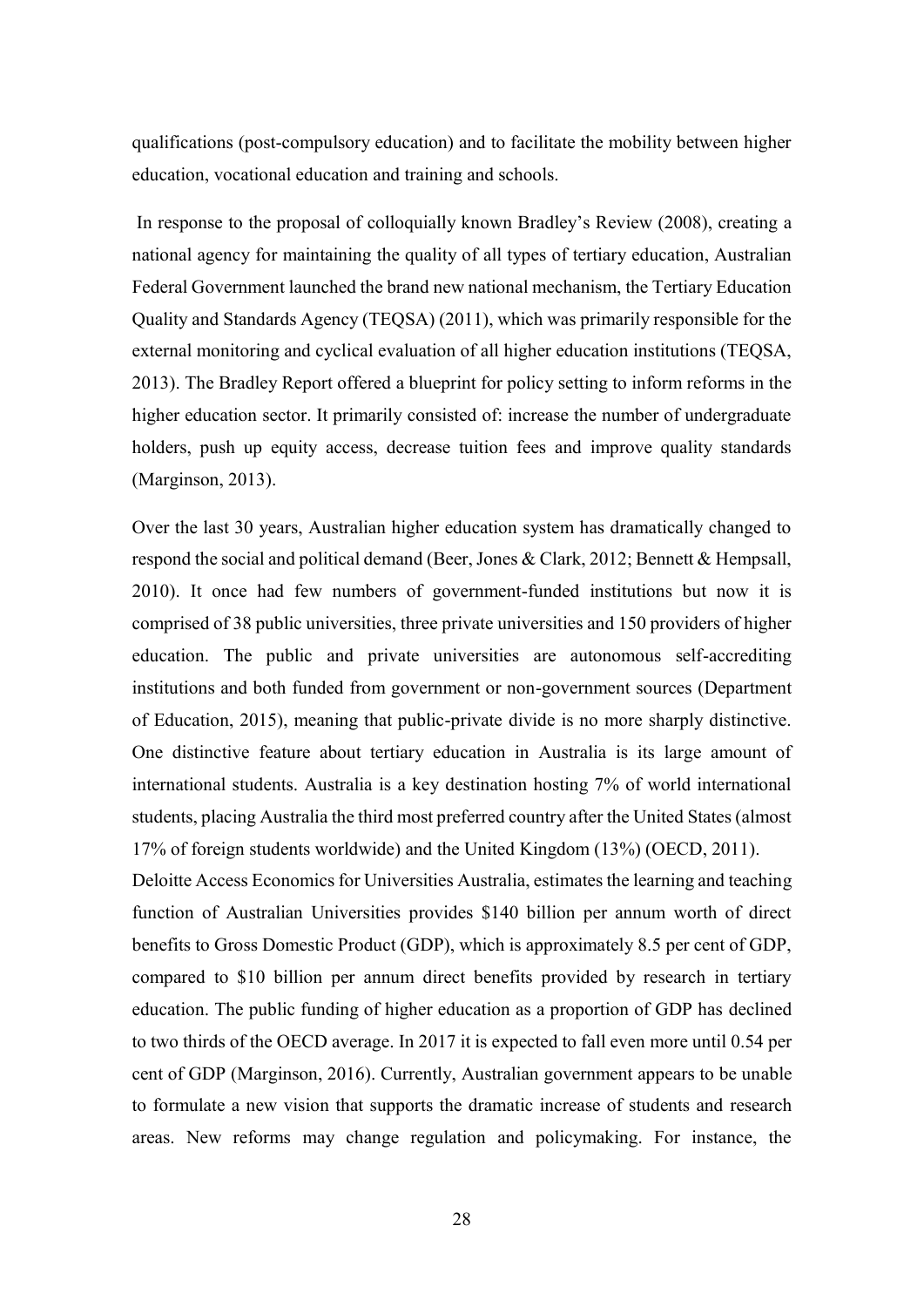qualifications (post-compulsory education) and to facilitate the mobility between higher education, vocational education and training and schools.

In response to the proposal of colloquially known Bradley's Review (2008), creating a national agency for maintaining the quality of all types of tertiary education, Australian Federal Government launched the brand new national mechanism, the Tertiary Education Quality and Standards Agency (TEQSA) (2011), which was primarily responsible for the external monitoring and cyclical evaluation of all higher education institutions (TEQSA, 2013). The Bradley Report offered a blueprint for policy setting to inform reforms in the higher education sector. It primarily consisted of: increase the number of undergraduate holders, push up equity access, decrease tuition fees and improve quality standards (Marginson, 2013).

Over the last 30 years, Australian higher education system has dramatically changed to respond the social and political demand (Beer, Jones & Clark, 2012; Bennett & Hempsall, 2010). It once had few numbers of government-funded institutions but now it is comprised of 38 public universities, three private universities and 150 providers of higher education. The public and private universities are autonomous self-accrediting institutions and both funded from government or non-government sources (Department of Education, 2015), meaning that public-private divide is no more sharply distinctive. One distinctive feature about tertiary education in Australia is its large amount of international students. Australia is a key destination hosting 7% of world international students, placing Australia the third most preferred country after the United States (almost 17% of foreign students worldwide) and the United Kingdom (13%) (OECD, 2011).
Deloitte Access Economics for Universities Australia, estimates the learning and teaching function of Australian Universities provides $140 billion per annum worth of direct benefits to Gross Domestic Product (GDP), which is approximately 8.5 per cent of GDP, compared to $10 billion per annum direct benefits provided by research in tertiary education. The public funding of higher education as a proportion of GDP has declined to two thirds of the OECD average. In 2017 it is expected to fall even more until 0.54 per cent of GDP (Marginson, 2016). Currently, Australian government appears to be unable to formulate a new vision that supports the dramatic increase of students and research areas. New reforms may change regulation and policymaking. For instance, the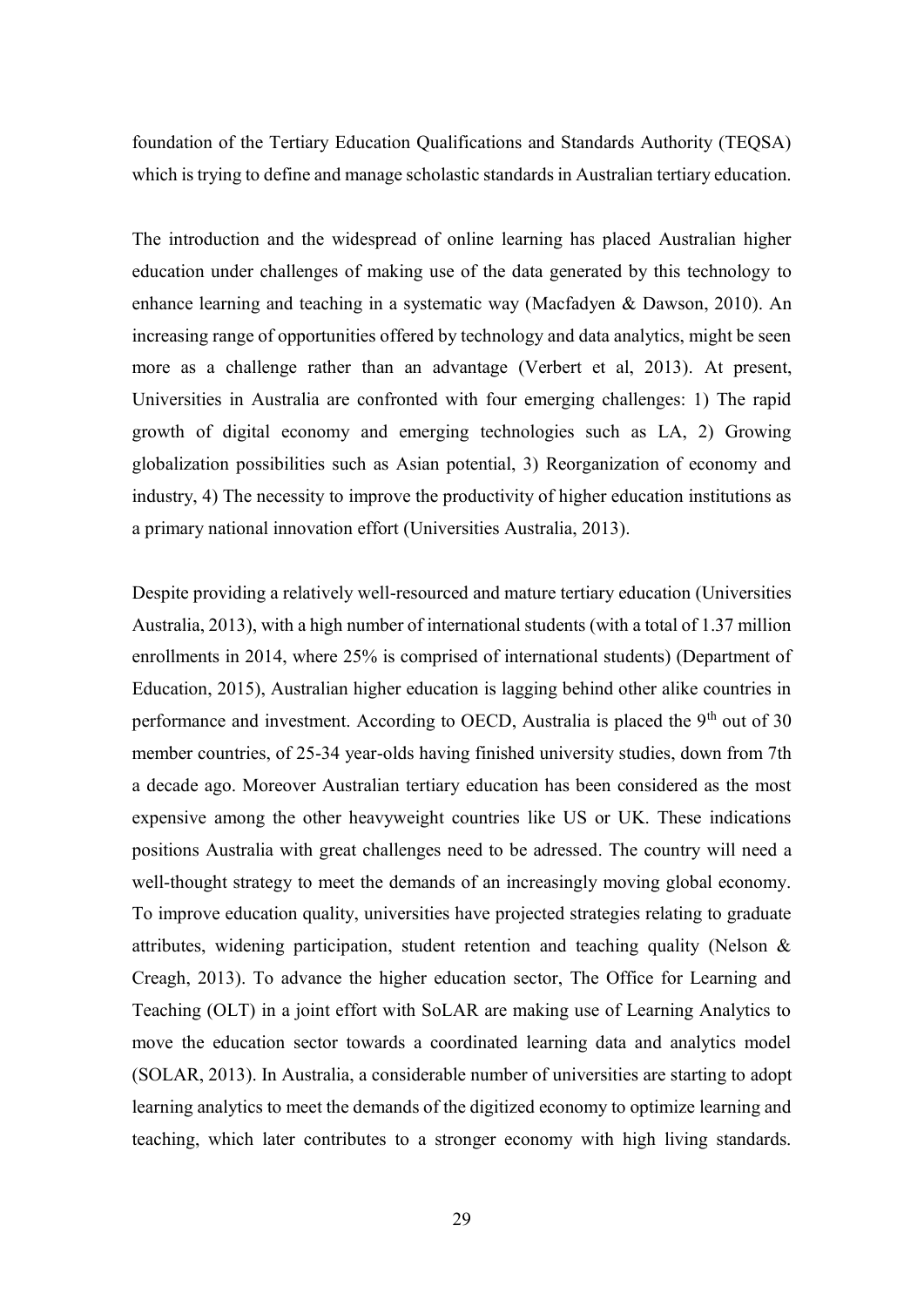foundation of the Tertiary Education Qualifications and Standards Authority (TEQSA) which is trying to define and manage scholastic standards in Australian tertiary education.

The introduction and the widespread of online learning has placed Australian higher education under challenges of making use of the data generated by this technology to enhance learning and teaching in a systematic way (Macfadyen & Dawson, 2010). An increasing range of opportunities offered by technology and data analytics, might be seen more as a challenge rather than an advantage (Verbert et al, 2013). At present, Universities in Australia are confronted with four emerging challenges: 1) The rapid growth of digital economy and emerging technologies such as LA, 2) Growing globalization possibilities such as Asian potential, 3) Reorganization of economy and industry, 4) The necessity to improve the productivity of higher education institutions as a primary national innovation effort (Universities Australia, 2013).

Despite providing a relatively well-resourced and mature tertiary education (Universities Australia, 2013), with a high number of international students (with a total of 1.37 million enrollments in 2014, where 25% is comprised of international students) (Department of Education, 2015), Australian higher education is lagging behind other alike countries in performance and investment. According to OECD, Australia is placed the 9th out of 30 member countries, of 25-34 year-olds having finished university studies, down from 7th a decade ago. Moreover Australian tertiary education has been considered as the most expensive among the other heavyweight countries like US or UK. These indications positions Australia with great challenges need to be adressed. The country will need a well-thought strategy to meet the demands of an increasingly moving global economy. To improve education quality, universities have projected strategies relating to graduate attributes, widening participation, student retention and teaching quality (Nelson & Creagh, 2013). To advance the higher education sector, The Office for Learning and Teaching (OLT) in a joint effort with SoLAR are making use of Learning Analytics to move the education sector towards a coordinated learning data and analytics model (SOLAR, 2013). In Australia, a considerable number of universities are starting to adopt learning analytics to meet the demands of the digitized economy to optimize learning and teaching, which later contributes to a stronger economy with high living standards.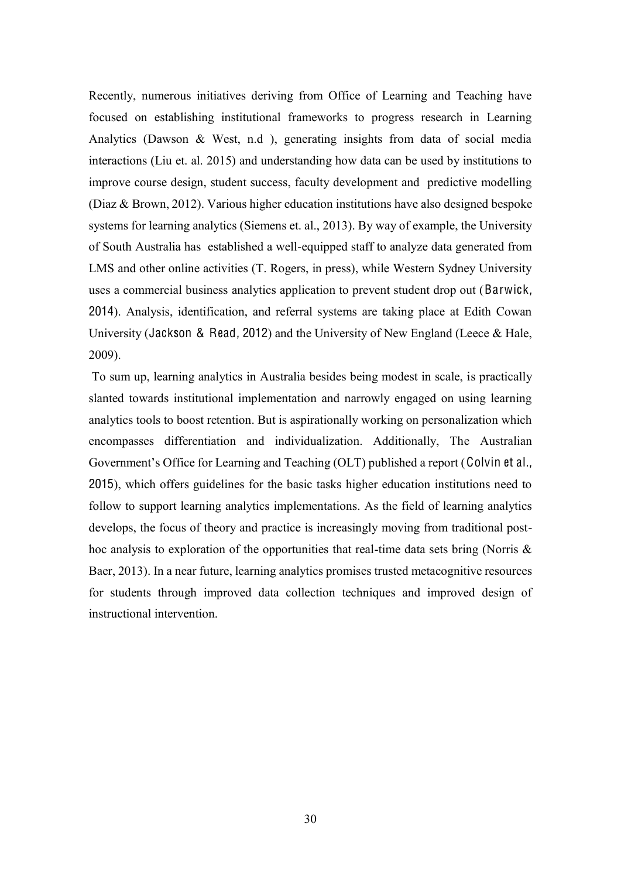Recently, numerous initiatives deriving from Office of Learning and Teaching have focused on establishing institutional frameworks to progress research in Learning Analytics (Dawson & West, n.d ), generating insights from data of social media interactions (Liu et. al. 2015) and understanding how data can be used by institutions to improve course design, student success, faculty development and predictive modelling (Diaz & Brown, 2012). Various higher education institutions have also designed bespoke systems for learning analytics (Siemens et. al., 2013). By way of example, the University of South Australia has established a well-equipped staff to analyze data generated from LMS and other online activities (T. Rogers, in press), while Western Sydney University uses a commercial business analytics application to prevent student drop out (Barwick, 2014). Analysis, identification, and referral systems are taking place at Edith Cowan University (Jackson & Read, 2012) and the University of New England (Leece & Hale, 2009).

To sum up, learning analytics in Australia besides being modest in scale, is practically slanted towards institutional implementation and narrowly engaged on using learning analytics tools to boost retention. But is aspirationally working on personalization which encompasses differentiation and individualization. Additionally, The Australian Government's Office for Learning and Teaching (OLT) published a report (Colvin et al., 2015), which offers guidelines for the basic tasks higher education institutions need to follow to support learning analytics implementations. As the field of learning analytics develops, the focus of theory and practice is increasingly moving from traditional post-hoc analysis to exploration of the opportunities that real-time data sets bring (Norris & Baer, 2013). In a near future, learning analytics promises trusted metacognitive resources for students through improved data collection techniques and improved design of instructional intervention.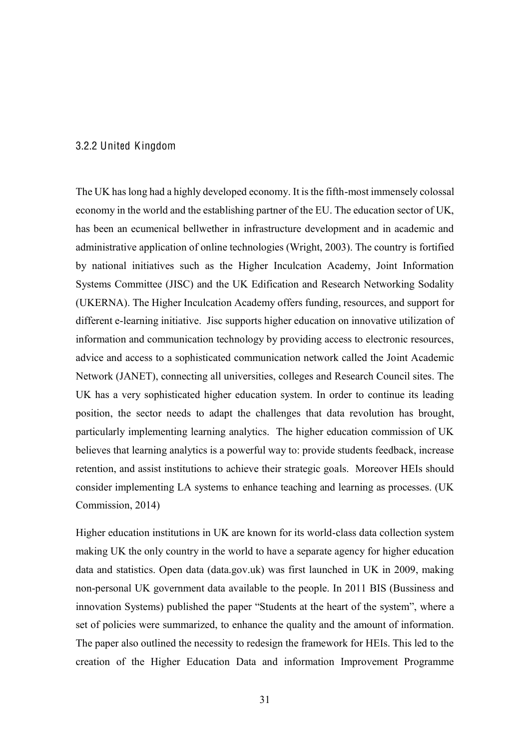### 3.2.2 United Kingdom

The UK has long had a highly developed economy. It is the fifth-most immensely colossal economy in the world and the establishing partner of the EU. The education sector of UK, has been an ecumenical bellwether in infrastructure development and in academic and administrative application of online technologies (Wright, 2003). The country is fortified by national initiatives such as the Higher Inculcation Academy, Joint Information Systems Committee (JISC) and the UK Edification and Research Networking Sodality (UKERNA). The Higher Inculcation Academy offers funding, resources, and support for different e-learning initiative. Jisc supports higher education on innovative utilization of information and communication technology by providing access to electronic resources, advice and access to a sophisticated communication network called the Joint Academic Network (JANET), connecting all universities, colleges and Research Council sites. The UK has a very sophisticated higher education system. In order to continue its leading position, the sector needs to adapt the challenges that data revolution has brought, particularly implementing learning analytics. The higher education commission of UK believes that learning analytics is a powerful way to: provide students feedback, increase retention, and assist institutions to achieve their strategic goals. Moreover HEIs should consider implementing LA systems to enhance teaching and learning as processes. (UK Commission, 2014)

Higher education institutions in UK are known for its world-class data collection system making UK the only country in the world to have a separate agency for higher education data and statistics. Open data (data.gov.uk) was first launched in UK in 2009, making non-personal UK government data available to the people. In 2011 BIS (Bussiness and innovation Systems) published the paper "Students at the heart of the system", where a set of policies were summarized, to enhance the quality and the amount of information. The paper also outlined the necessity to redesign the framework for HEIs. This led to the creation of the Higher Education Data and information Improvement Programme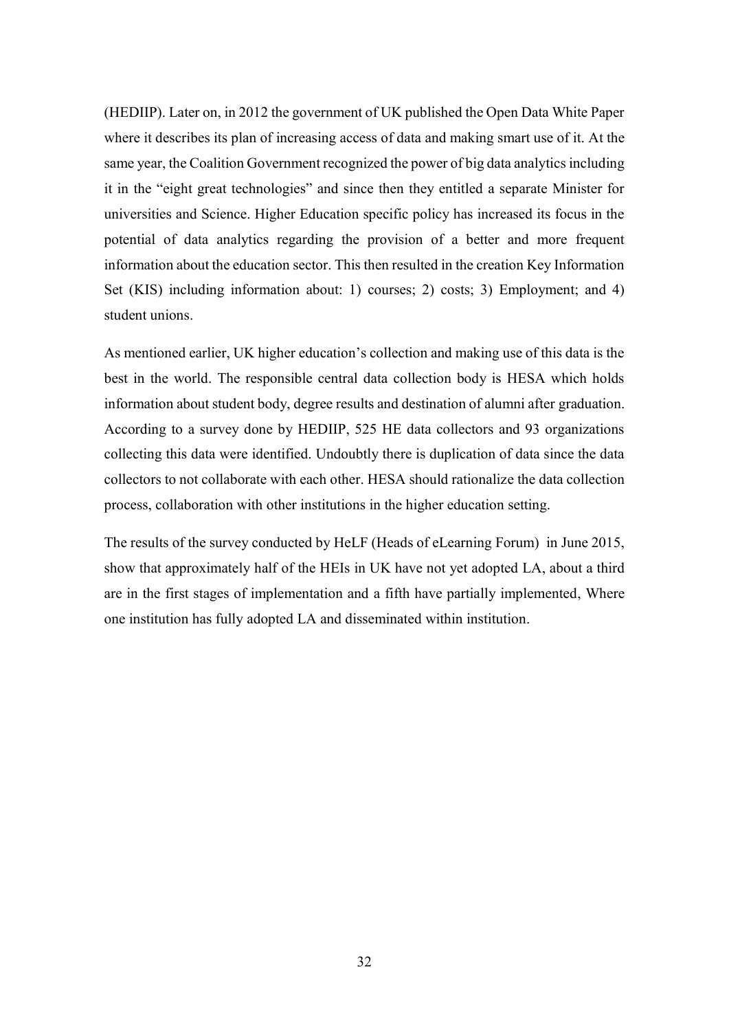(HEDIIP). Later on, in 2012 the government of UK published the Open Data White Paper where it describes its plan of increasing access of data and making smart use of it. At the same year, the Coalition Government recognized the power of big data analytics including it in the "eight great technologies" and since then they entitled a separate Minister for universities and Science. Higher Education specific policy has increased its focus in the potential of data analytics regarding the provision of a better and more frequent information about the education sector. This then resulted in the creation Key Information Set (KIS) including information about: 1) courses; 2) costs; 3) Employment; and 4) student unions.

As mentioned earlier, UK higher education's collection and making use of this data is the best in the world. The responsible central data collection body is HESA which holds information about student body, degree results and destination of alumni after graduation. According to a survey done by HEDIIP, 525 HE data collectors and 93 organizations collecting this data were identified. Undoubtly there is duplication of data since the data collectors to not collaborate with each other. HESA should rationalize the data collection process, collaboration with other institutions in the higher education setting.

The results of the survey conducted by HeLF (Heads of eLearning Forum) in June 2015, show that approximately half of the HEIs in UK have not yet adopted LA, about a third are in the first stages of implementation and a fifth have partially implemented, Where one institution has fully adopted LA and disseminated within institution.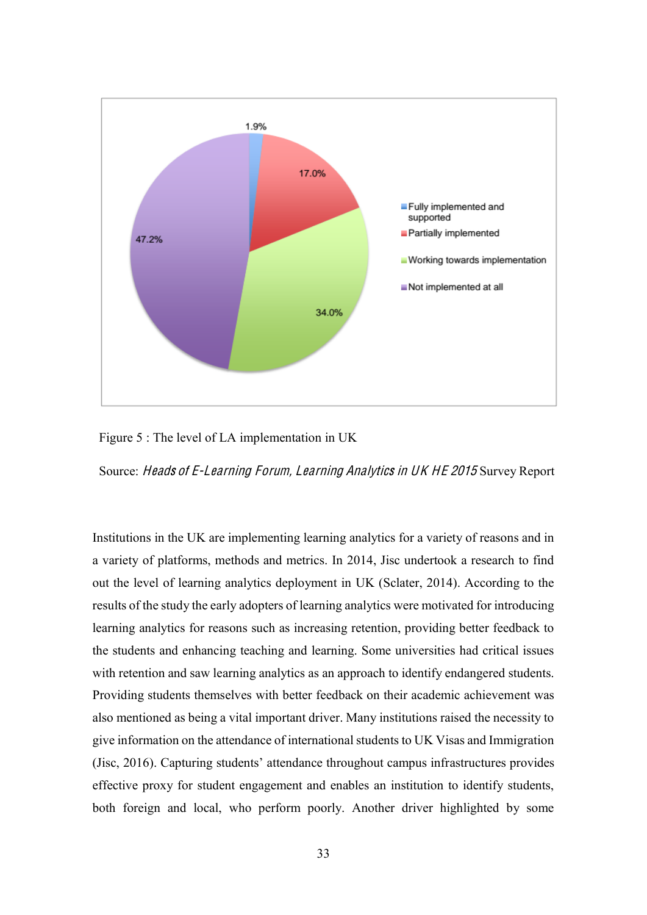Figure 5 : The level of LA implementation in UK

Source: *Heads of E-Learning Forum, Learning Analytics in UK HE 2015* Survey Report

Institutions in the UK are implementing learning analytics for a variety of reasons and in a variety of platforms, methods and metrics. In 2014, Jisc undertook a research to find out the level of learning analytics deployment in UK (Sclater, 2014). According to the results of the study the early adopters of learning analytics were motivated for introducing learning analytics for reasons such as increasing retention, providing better feedback to the students and enhancing teaching and learning. Some universities had critical issues with retention and saw learning analytics as an approach to identify endangered students. Providing students themselves with better feedback on their academic achievement was also mentioned as being a vital important driver. Many institutions raised the necessity to give information on the attendance of international students to UK Visas and Immigration (Jisc, 2016). Capturing students' attendance throughout campus infrastructures provides effective proxy for student engagement and enables an institution to identify students, both foreign and local, who perform poorly. Another driver highlighted by some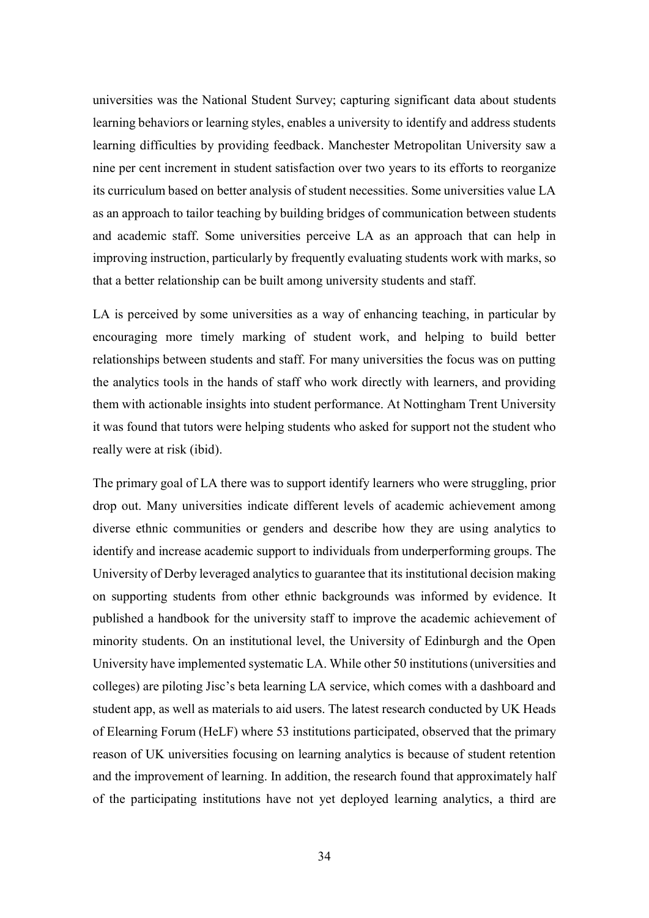universities was the National Student Survey; capturing significant data about students learning behaviors or learning styles, enables a university to identify and address students learning difficulties by providing feedback. Manchester Metropolitan University saw a nine per cent increment in student satisfaction over two years to its efforts to reorganize its curriculum based on better analysis of student necessities. Some universities value LA as an approach to tailor teaching by building bridges of communication between students and academic staff. Some universities perceive LA as an approach that can help in improving instruction, particularly by frequently evaluating students work with marks, so that a better relationship can be built among university students and staff.

LA is perceived by some universities as a way of enhancing teaching, in particular by encouraging more timely marking of student work, and helping to build better relationships between students and staff. For many universities the focus was on putting the analytics tools in the hands of staff who work directly with learners, and providing them with actionable insights into student performance. At Nottingham Trent University it was found that tutors were helping students who asked for support not the student who really were at risk (ibid).

The primary goal of LA there was to support identify learners who were struggling, prior drop out. Many universities indicate different levels of academic achievement among diverse ethnic communities or genders and describe how they are using analytics to identify and increase academic support to individuals from underperforming groups. The University of Derby leveraged analytics to guarantee that its institutional decision making on supporting students from other ethnic backgrounds was informed by evidence. It published a handbook for the university staff to improve the academic achievement of minority students. On an institutional level, the University of Edinburgh and the Open University have implemented systematic LA. While other 50 institutions (universities and colleges) are piloting Jisc's beta learning LA service, which comes with a dashboard and student app, as well as materials to aid users. The latest research conducted by UK Heads of Elearning Forum (HeLF) where 53 institutions participated, observed that the primary reason of UK universities focusing on learning analytics is because of student retention and the improvement of learning. In addition, the research found that approximately half of the participating institutions have not yet deployed learning analytics, a third are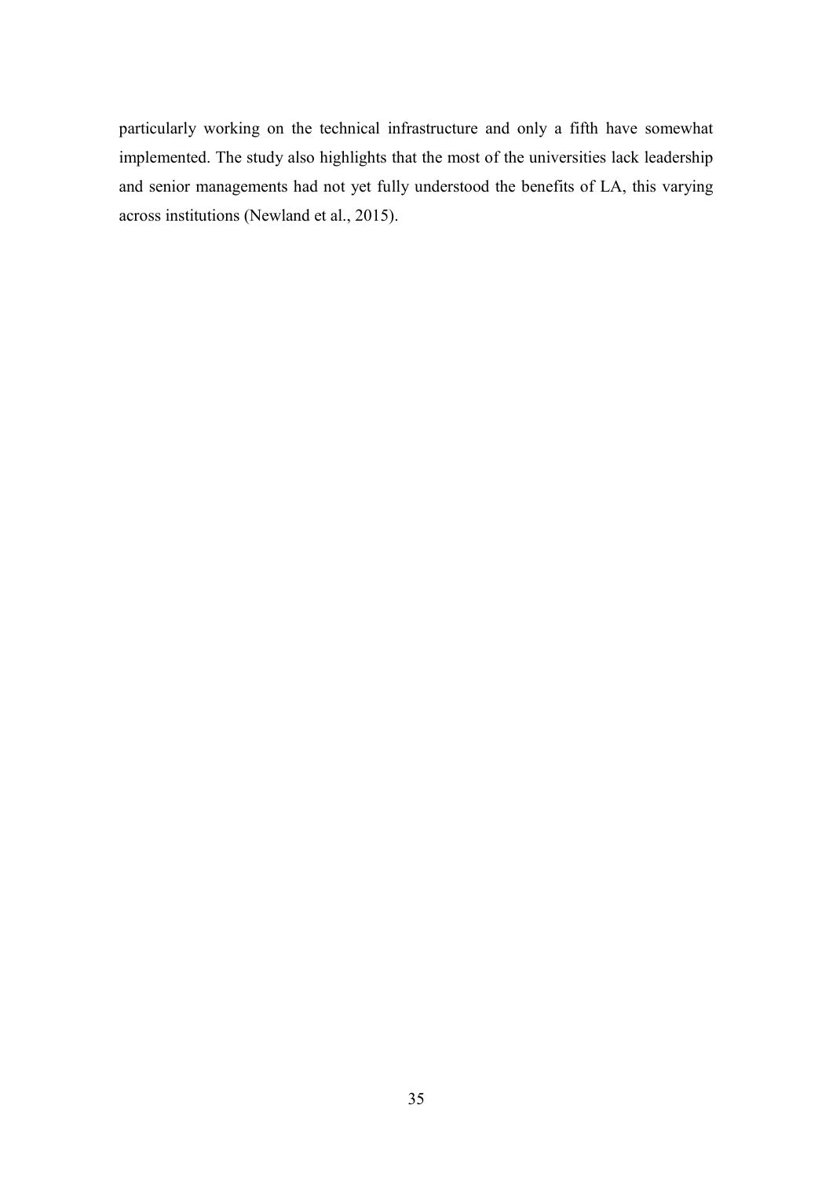particularly working on the technical infrastructure and only a fifth have somewhat implemented. The study also highlights that the most of the universities lack leadership and senior managements had not yet fully understood the benefits of LA, this varying across institutions (Newland et al., 2015).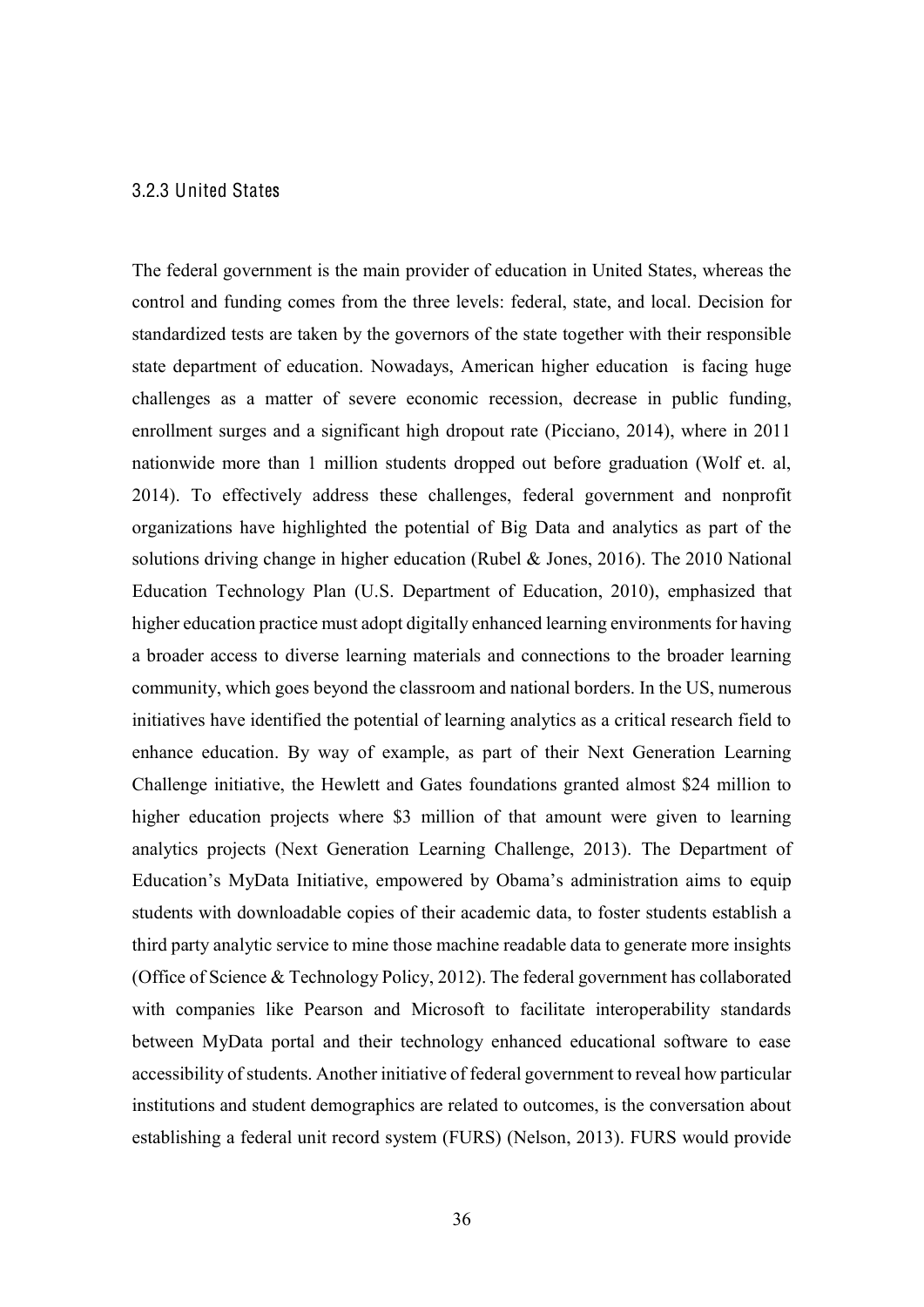### 3.2.3 United States

The federal government is the main provider of education in United States, whereas the control and funding comes from the three levels: federal, state, and local. Decision for standardized tests are taken by the governors of the state together with their responsible state department of education. Nowadays, American higher education is facing huge challenges as a matter of severe economic recession, decrease in public funding, enrollment surges and a significant high dropout rate (Picciano, 2014), where in 2011 nationwide more than 1 million students dropped out before graduation (Wolf et. al, 2014). To effectively address these challenges, federal government and nonprofit organizations have highlighted the potential of Big Data and analytics as part of the solutions driving change in higher education (Rubel & Jones, 2016). The 2010 National Education Technology Plan (U.S. Department of Education, 2010), emphasized that higher education practice must adopt digitally enhanced learning environments for having a broader access to diverse learning materials and connections to the broader learning community, which goes beyond the classroom and national borders. In the US, numerous initiatives have identified the potential of learning analytics as a critical research field to enhance education. By way of example, as part of their Next Generation Learning Challenge initiative, the Hewlett and Gates foundations granted almost $24 million to higher education projects where $3 million of that amount were given to learning analytics projects (Next Generation Learning Challenge, 2013). The Department of Education's MyData Initiative, empowered by Obama's administration aims to equip students with downloadable copies of their academic data, to foster students establish a third party analytic service to mine those machine readable data to generate more insights (Office of Science & Technology Policy, 2012). The federal government has collaborated with companies like Pearson and Microsoft to facilitate interoperability standards between MyData portal and their technology enhanced educational software to ease accessibility of students. Another initiative of federal government to reveal how particular institutions and student demographics are related to outcomes, is the conversation about establishing a federal unit record system (FURS) (Nelson, 2013). FURS would provide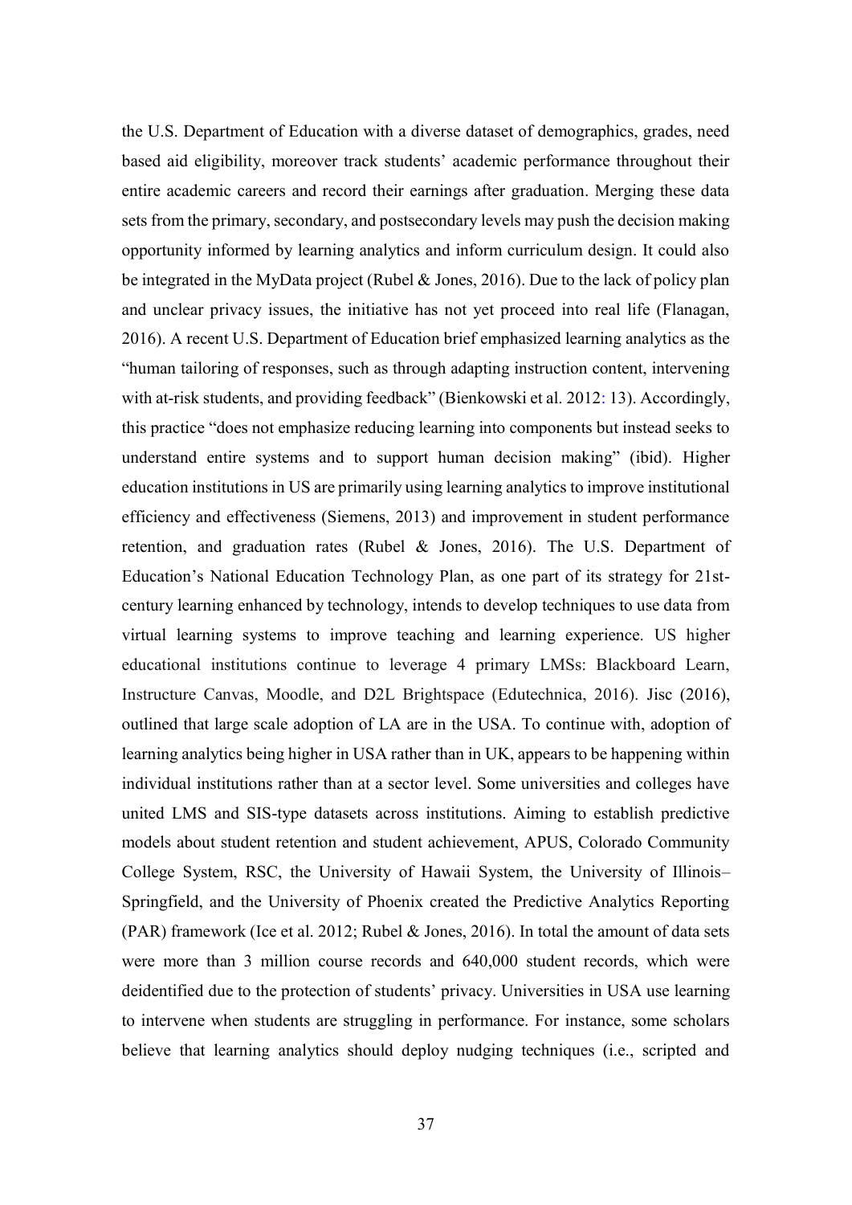the U.S. Department of Education with a diverse dataset of demographics, grades, need based aid eligibility, moreover track students' academic performance throughout their entire academic careers and record their earnings after graduation. Merging these data sets from the primary, secondary, and postsecondary levels may push the decision making opportunity informed by learning analytics and inform curriculum design. It could also be integrated in the MyData project (Rubel & Jones, 2016). Due to the lack of policy plan and unclear privacy issues, the initiative has not yet proceed into real life (Flanagan, 2016). A recent U.S. Department of Education brief emphasized learning analytics as the "human tailoring of responses, such as through adapting instruction content, intervening with at-risk students, and providing feedback" (Bienkowski et al. 2012: 13). Accordingly, this practice "does not emphasize reducing learning into components but instead seeks to understand entire systems and to support human decision making" (ibid). Higher education institutions in US are primarily using learning analytics to improve institutional efficiency and effectiveness (Siemens, 2013) and improvement in student performance retention, and graduation rates (Rubel & Jones, 2016). The U.S. Department of Education's National Education Technology Plan, as one part of its strategy for 21st-century learning enhanced by technology, intends to develop techniques to use data from virtual learning systems to improve teaching and learning experience. US higher educational institutions continue to leverage 4 primary LMSs: Blackboard Learn, Instructure Canvas, Moodle, and D2L Brightspace (Edutechnica, 2016). Jisc (2016), outlined that large scale adoption of LA are in the USA. To continue with, adoption of learning analytics being higher in USA rather than in UK, appears to be happening within individual institutions rather than at a sector level. Some universities and colleges have united LMS and SIS-type datasets across institutions. Aiming to establish predictive models about student retention and student achievement, APUS, Colorado Community College System, RSC, the University of Hawaii System, the University of Illinois–Springfield, and the University of Phoenix created the Predictive Analytics Reporting (PAR) framework (Ice et al. 2012; Rubel & Jones, 2016). In total the amount of data sets were more than 3 million course records and 640,000 student records, which were deidentified due to the protection of students' privacy. Universities in USA use learning to intervene when students are struggling in performance. For instance, some scholars believe that learning analytics should deploy nudging techniques (i.e., scripted and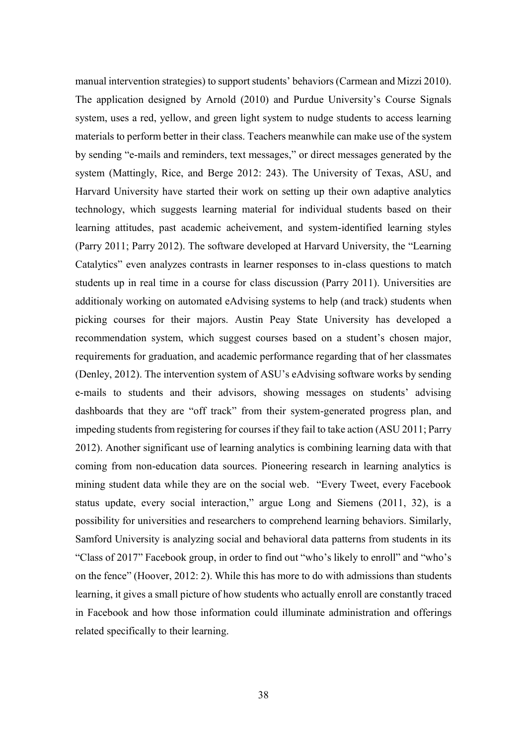manual intervention strategies) to support students' behaviors (Carmean and Mizzi 2010). The application designed by Arnold (2010) and Purdue University's Course Signals system, uses a red, yellow, and green light system to nudge students to access learning materials to perform better in their class. Teachers meanwhile can make use of the system by sending "e-mails and reminders, text messages," or direct messages generated by the system (Mattingly, Rice, and Berge 2012: 243). The University of Texas, ASU, and Harvard University have started their work on setting up their own adaptive analytics technology, which suggests learning material for individual students based on their learning attitudes, past academic acheivement, and system-identified learning styles (Parry 2011; Parry 2012). The software developed at Harvard University, the "Learning Catalytics" even analyzes contrasts in learner responses to in-class questions to match students up in real time in a course for class discussion (Parry 2011). Universities are additionaly working on automated eAdvising systems to help (and track) students when picking courses for their majors. Austin Peay State University has developed a recommendation system, which suggest courses based on a student's chosen major, requirements for graduation, and academic performance regarding that of her classmates (Denley, 2012). The intervention system of ASU's eAdvising software works by sending e-mails to students and their advisors, showing messages on students' advising dashboards that they are "off track" from their system-generated progress plan, and impeding students from registering for courses if they fail to take action (ASU 2011; Parry 2012). Another significant use of learning analytics is combining learning data with that coming from non-education data sources. Pioneering research in learning analytics is mining student data while they are on the social web. "Every Tweet, every Facebook status update, every social interaction," argue Long and Siemens (2011, 32), is a possibility for universities and researchers to comprehend learning behaviors. Similarly, Samford University is analyzing social and behavioral data patterns from students in its "Class of 2017" Facebook group, in order to find out "who's likely to enroll" and "who's on the fence" (Hoover, 2012: 2). While this has more to do with admissions than students learning, it gives a small picture of how students who actually enroll are constantly traced in Facebook and how those information could illuminate administration and offerings related specifically to their learning.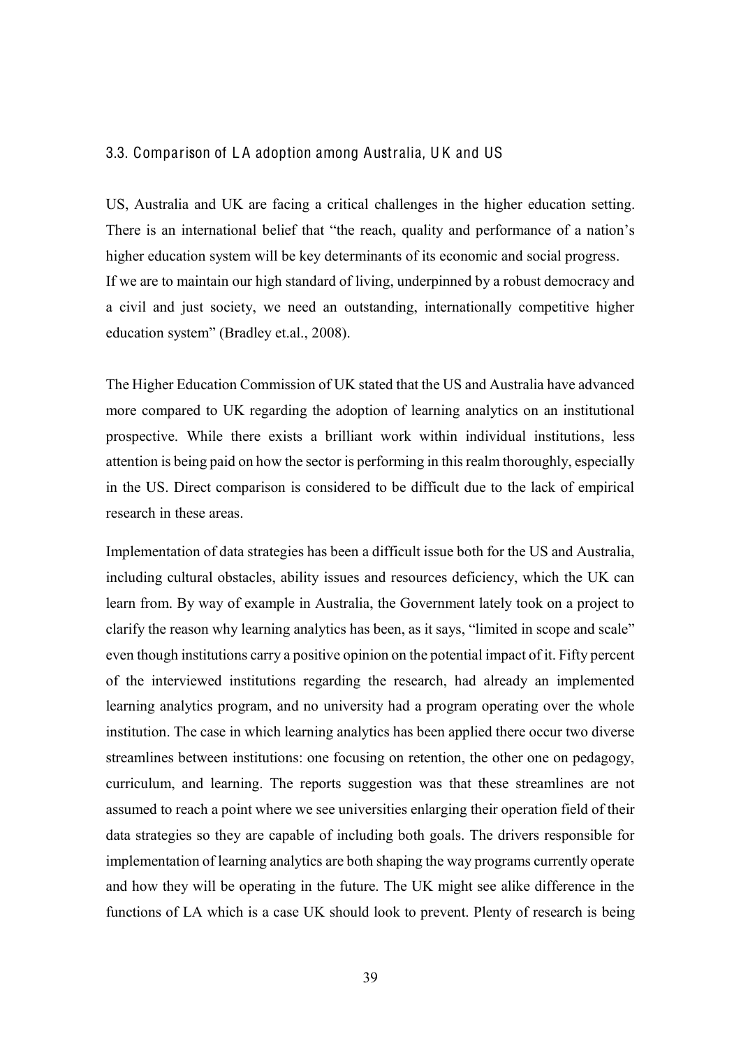### 3.3. Comparison of LA adoption among Australia, UK and US

US, Australia and UK are facing a critical challenges in the higher education setting. There is an international belief that "the reach, quality and performance of a nation's higher education system will be key determinants of its economic and social progress. If we are to maintain our high standard of living, underpinned by a robust democracy and a civil and just society, we need an outstanding, internationally competitive higher education system" (Bradley et.al., 2008).

The Higher Education Commission of UK stated that the US and Australia have advanced more compared to UK regarding the adoption of learning analytics on an institutional prospective. While there exists a brilliant work within individual institutions, less attention is being paid on how the sector is performing in this realm thoroughly, especially in the US. Direct comparison is considered to be difficult due to the lack of empirical research in these areas.

Implementation of data strategies has been a difficult issue both for the US and Australia, including cultural obstacles, ability issues and resources deficiency, which the UK can learn from. By way of example in Australia, the Government lately took on a project to clarify the reason why learning analytics has been, as it says, "limited in scope and scale" even though institutions carry a positive opinion on the potential impact of it. Fifty percent of the interviewed institutions regarding the research, had already an implemented learning analytics program, and no university had a program operating over the whole institution. The case in which learning analytics has been applied there occur two diverse streamlines between institutions: one focusing on retention, the other one on pedagogy, curriculum, and learning. The reports suggestion was that these streamlines are not assumed to reach a point where we see universities enlarging their operation field of their data strategies so they are capable of including both goals. The drivers responsible for implementation of learning analytics are both shaping the way programs currently operate and how they will be operating in the future. The UK might see alike difference in the functions of LA which is a case UK should look to prevent. Plenty of research is being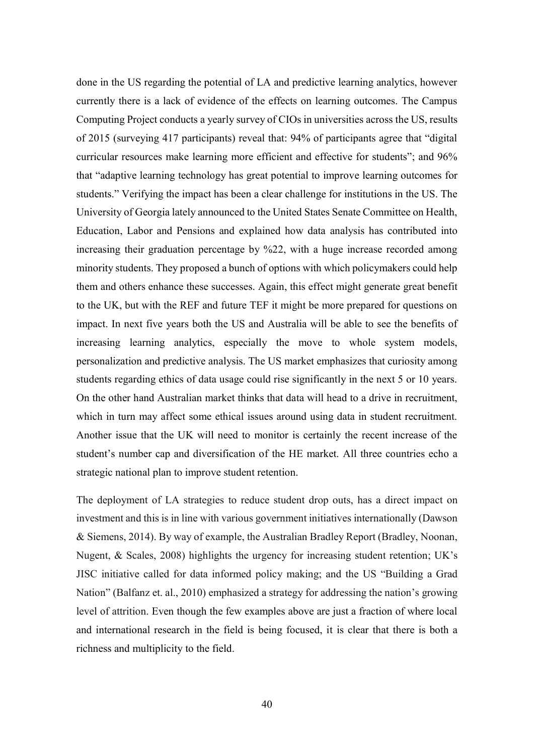done in the US regarding the potential of LA and predictive learning analytics, however currently there is a lack of evidence of the effects on learning outcomes. The Campus Computing Project conducts a yearly survey of CIOs in universities across the US, results of 2015 (surveying 417 participants) reveal that: 94% of participants agree that "digital curricular resources make learning more efficient and effective for students"; and 96% that "adaptive learning technology has great potential to improve learning outcomes for students." Verifying the impact has been a clear challenge for institutions in the US. The University of Georgia lately announced to the United States Senate Committee on Health, Education, Labor and Pensions and explained how data analysis has contributed into increasing their graduation percentage by %22, with a huge increase recorded among minority students. They proposed a bunch of options with which policymakers could help them and others enhance these successes. Again, this effect might generate great benefit to the UK, but with the REF and future TEF it might be more prepared for questions on impact. In next five years both the US and Australia will be able to see the benefits of increasing learning analytics, especially the move to whole system models, personalization and predictive analysis. The US market emphasizes that curiosity among students regarding ethics of data usage could rise significantly in the next 5 or 10 years. On the other hand Australian market thinks that data will head to a drive in recruitment, which in turn may affect some ethical issues around using data in student recruitment. Another issue that the UK will need to monitor is certainly the recent increase of the student's number cap and diversification of the HE market. All three countries echo a strategic national plan to improve student retention.

The deployment of LA strategies to reduce student drop outs, has a direct impact on investment and this is in line with various government initiatives internationally (Dawson & Siemens, 2014). By way of example, the Australian Bradley Report (Bradley, Noonan, Nugent, & Scales, 2008) highlights the urgency for increasing student retention; UK's JISC initiative called for data informed policy making; and the US "Building a Grad Nation" (Balfanz et. al., 2010) emphasized a strategy for addressing the nation's growing level of attrition. Even though the few examples above are just a fraction of where local and international research in the field is being focused, it is clear that there is both a richness and multiplicity to the field.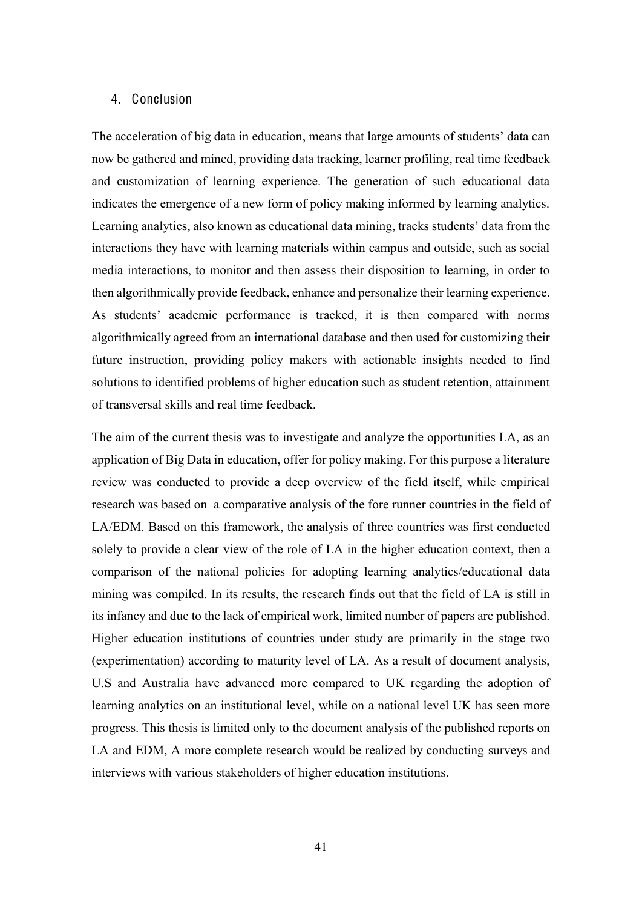## 4. Conclusion

The acceleration of big data in education, means that large amounts of students' data can now be gathered and mined, providing data tracking, learner profiling, real time feedback and customization of learning experience. The generation of such educational data indicates the emergence of a new form of policy making informed by learning analytics. Learning analytics, also known as educational data mining, tracks students' data from the interactions they have with learning materials within campus and outside, such as social media interactions, to monitor and then assess their disposition to learning, in order to then algorithmically provide feedback, enhance and personalize their learning experience. As students' academic performance is tracked, it is then compared with norms algorithmically agreed from an international database and then used for customizing their future instruction, providing policy makers with actionable insights needed to find solutions to identified problems of higher education such as student retention, attainment of transversal skills and real time feedback.

The aim of the current thesis was to investigate and analyze the opportunities LA, as an application of Big Data in education, offer for policy making. For this purpose a literature review was conducted to provide a deep overview of the field itself, while empirical research was based on a comparative analysis of the fore runner countries in the field of LA/EDM. Based on this framework, the analysis of three countries was first conducted solely to provide a clear view of the role of LA in the higher education context, then a comparison of the national policies for adopting learning analytics/educational data mining was compiled. In its results, the research finds out that the field of LA is still in its infancy and due to the lack of empirical work, limited number of papers are published. Higher education institutions of countries under study are primarily in the stage two (experimentation) according to maturity level of LA. As a result of document analysis, U.S and Australia have advanced more compared to UK regarding the adoption of learning analytics on an institutional level, while on a national level UK has seen more progress. This thesis is limited only to the document analysis of the published reports on LA and EDM, A more complete research would be realized by conducting surveys and interviews with various stakeholders of higher education institutions.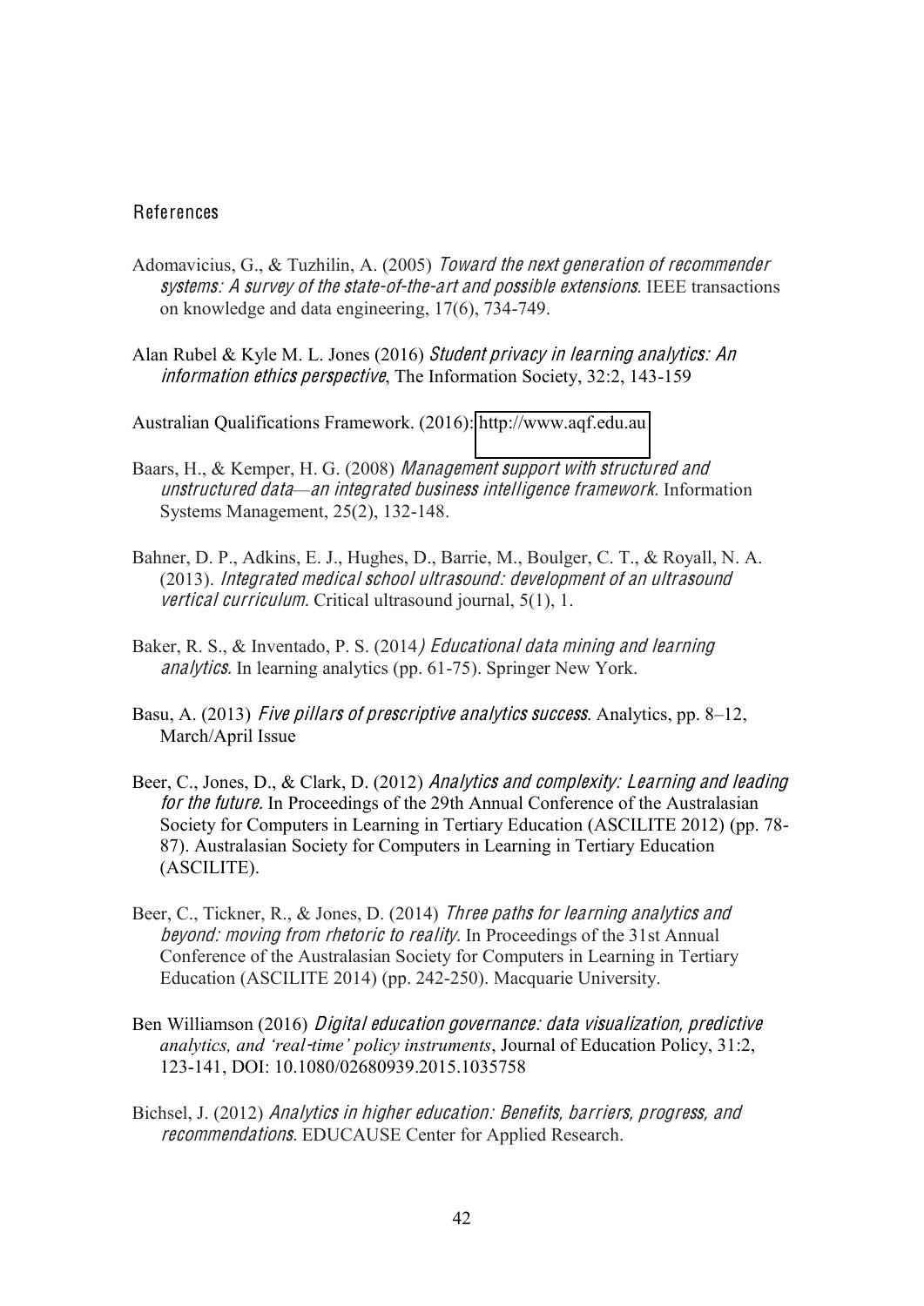## References

Adomavicius, G., & Tuzhilin, A. (2005) *Toward the next generation of recommender systems: A survey of the state-of-the-art and possible extensions.* IEEE transactions on knowledge and data engineering, 17(6), 734-749.

Alan Rubel & Kyle M. L. Jones (2016) *Student privacy in learning analytics: An information ethics perspective*, The Information Society, 32:2, 143-159

Australian Qualifications Framework. (2016): http://www.aqf.edu.au

Baars, H., & Kemper, H. G. (2008) *Management support with structured and unstructured data—an integrated business intelligence framework.* Information Systems Management, 25(2), 132-148.

Bahner, D. P., Adkins, E. J., Hughes, D., Barrie, M., Boulger, C. T., & Royall, N. A. (2013). *Integrated medical school ultrasound: development of an ultrasound vertical curriculum.* Critical ultrasound journal, 5(1), 1.

Baker, R. S., & Inventado, P. S. (2014*) Educational data mining and learning analytics.* In learning analytics (pp. 61-75). Springer New York.

Basu, A. (2013) *Five pillars of prescriptive analytics success.* Analytics, pp. 8–12, March/April Issue

Beer, C., Jones, D., & Clark, D. (2012) *Analytics and complexity: Learning and leading for the future.* In Proceedings of the 29th Annual Conference of the Australasian Society for Computers in Learning in Tertiary Education (ASCILITE 2012) (pp. 78-87). Australasian Society for Computers in Learning in Tertiary Education (ASCILITE).

Beer, C., Tickner, R., & Jones, D. (2014) *Three paths for learning analytics and beyond: moving from rhetoric to reality.* In Proceedings of the 31st Annual Conference of the Australasian Society for Computers in Learning in Tertiary Education (ASCILITE 2014) (pp. 242-250). Macquarie University.

Ben Williamson (2016) *Digital education governance: data visualization, predictive analytics, and 'real-time' policy instruments*, Journal of Education Policy, 31:2, 123-141, DOI: 10.1080/02680939.2015.1035758

Bichsel, J. (2012) *Analytics in higher education: Benefits, barriers, progress, and recommendations.* EDUCAUSE Center for Applied Research.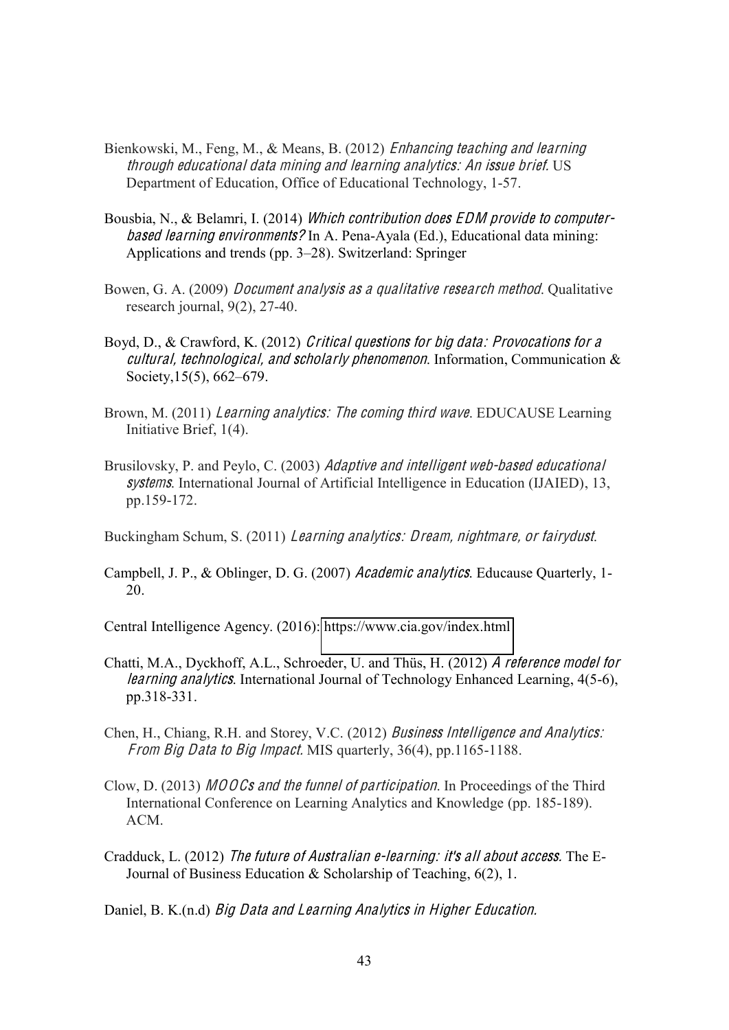Bienkowski, M., Feng, M., & Means, B. (2012) *Enhancing teaching and learning through educational data mining and learning analytics: An issue brief.* US Department of Education, Office of Educational Technology, 1-57.

Bousbia, N., & Belamri, I. (2014) *Which contribution does EDM provide to computer-based learning environments?* In A. Pena-Ayala (Ed.), Educational data mining: Applications and trends (pp. 3–28). Switzerland: Springer

Bowen, G. A. (2009) *Document analysis as a qualitative research method*. Qualitative research journal, 9(2), 27-40.

Boyd, D., & Crawford, K. (2012) *Critical questions for big data: Provocations for a cultural, technological, and scholarly phenomenon*. Information, Communication & Society,15(5), 662–679.

Brown, M. (2011) *Learning analytics: The coming third wave*. EDUCAUSE Learning Initiative Brief, 1(4).

Brusilovsky, P. and Peylo, C. (2003) *Adaptive and intelligent web-based educational systems*. International Journal of Artificial Intelligence in Education (IJAIED), 13, pp.159-172.

Buckingham Schum, S. (2011) *Learning analytics: Dream, nightmare, or fairydust*.

Campbell, J. P., & Oblinger, D. G. (2007) *Academic analytics*. Educause Quarterly, 1-20.

Central Intelligence Agency. (2016): https://www.cia.gov/index.html

Chatti, M.A., Dyckhoff, A.L., Schroeder, U. and Thüs, H. (2012) *A reference model for learning analytics*. International Journal of Technology Enhanced Learning, 4(5-6), pp.318-331.

Chen, H., Chiang, R.H. and Storey, V.C. (2012) *Business Intelligence and Analytics: From Big Data to Big Impact.* MIS quarterly, 36(4), pp.1165-1188.

Clow, D. (2013) *MOOCs and the funnel of participation*. In Proceedings of the Third International Conference on Learning Analytics and Knowledge (pp. 185-189). ACM.

Cradduck, L. (2012) *The future of Australian e-learning: it's all about access.* The E-Journal of Business Education & Scholarship of Teaching, 6(2), 1.

Daniel, B. K.(n.d) *Big Data and Learning Analytics in Higher Education.*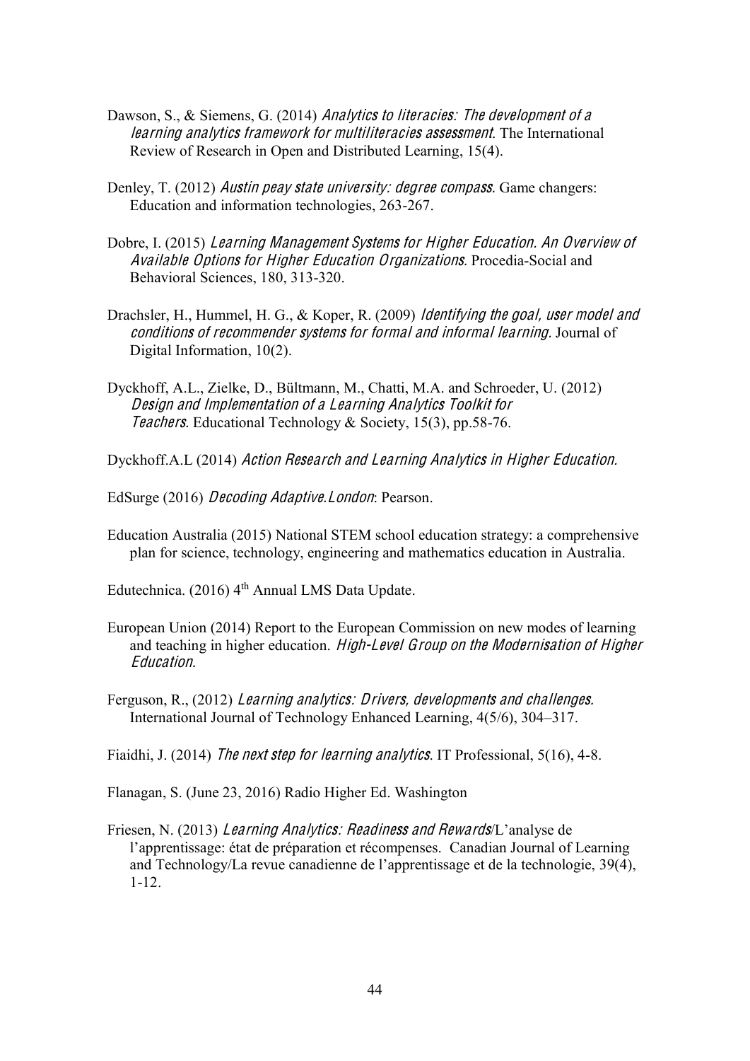Dawson, S., & Siemens, G. (2014) *Analytics to literacies: The development of a learning analytics framework for multiliteracies assessment.* The International Review of Research in Open and Distributed Learning, 15(4).

Denley, T. (2012) *Austin peay state university: degree compass.* Game changers: Education and information technologies, 263-267.

Dobre, I. (2015) *Learning Management Systems for Higher Education. An Overview of Available Options for Higher Education Organizations.* Procedia-Social and Behavioral Sciences, 180, 313-320.

Drachsler, H., Hummel, H. G., & Koper, R. (2009) *Identifying the goal, user model and conditions of recommender systems for formal and informal learning.* Journal of Digital Information, 10(2).

Dyckhoff, A.L., Zielke, D., Bültmann, M., Chatti, M.A. and Schroeder, U. (2012) *Design and Implementation of a Learning Analytics Toolkit for Teachers.* Educational Technology & Society, 15(3), pp.58-76.

Dyckhoff.A.L (2014) *Action Research and Learning Analytics in Higher Education.*

EdSurge (2016) *Decoding Adaptive.London*: Pearson.

Education Australia (2015) National STEM school education strategy: a comprehensive plan for science, technology, engineering and mathematics education in Australia.

Edutechnica. (2016) 4th Annual LMS Data Update.

European Union (2014) Report to the European Commission on new modes of learning and teaching in higher education. *High-Level Group on the Modernisation of Higher Education.*

Ferguson, R., (2012) *Learning analytics: Drivers, developments and challenges.* International Journal of Technology Enhanced Learning, 4(5/6), 304–317.

Fiaidhi, J. (2014) *The next step for learning analytics.* IT Professional, 5(16), 4-8.

Flanagan, S. (June 23, 2016) Radio Higher Ed. Washington

Friesen, N. (2013) *Learning Analytics: Readiness and Rewards*/L'analyse de l'apprentissage: état de préparation et récompenses. Canadian Journal of Learning and Technology/La revue canadienne de l'apprentissage et de la technologie, 39(4), 1-12.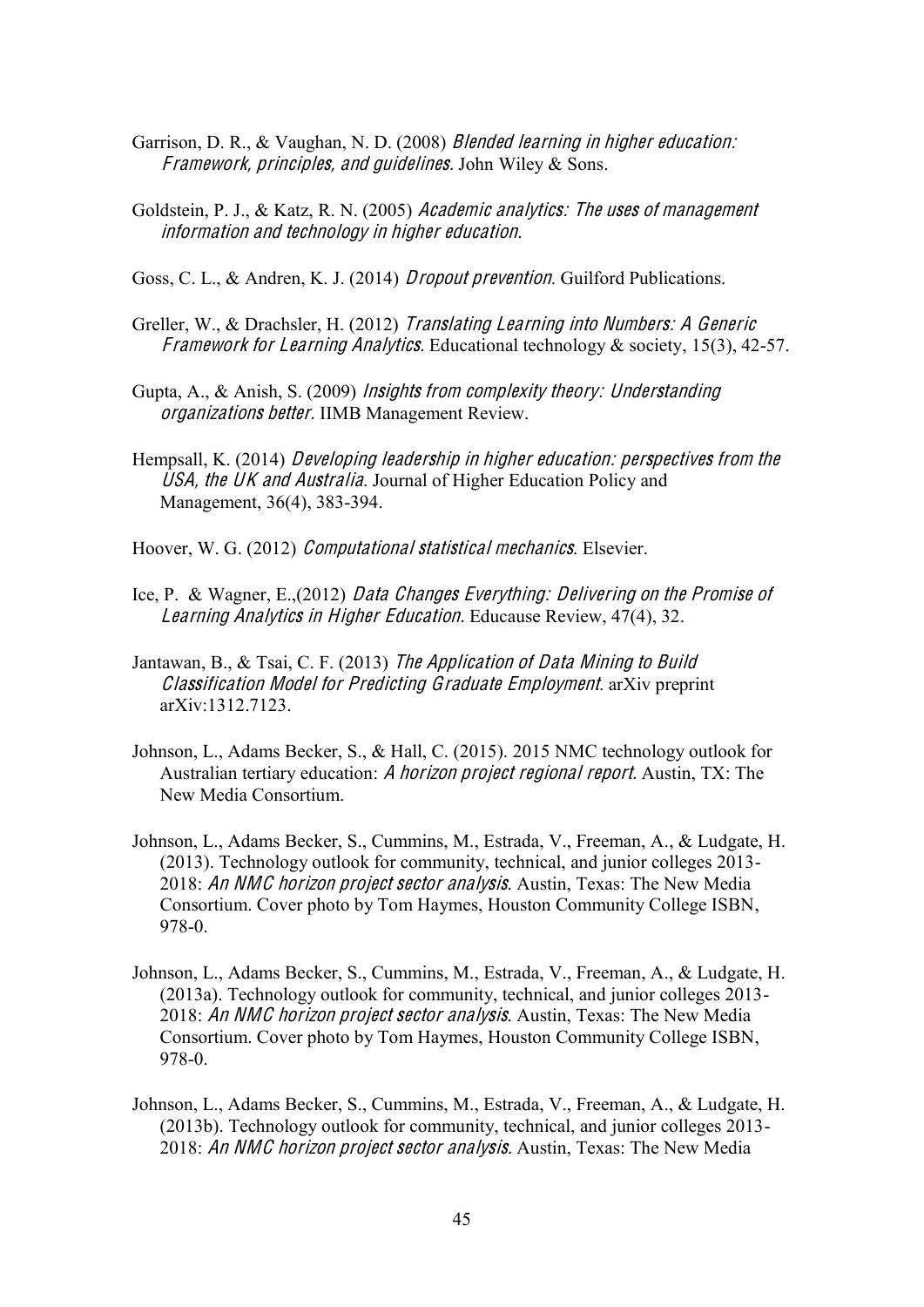Garrison, D. R., & Vaughan, N. D. (2008) *Blended learning in higher education: Framework, principles, and guidelines.* John Wiley & Sons.

Goldstein, P. J., & Katz, R. N. (2005) *Academic analytics: The uses of management information and technology in higher education.*

Goss, C. L., & Andren, K. J. (2014) *Dropout prevention.* Guilford Publications.

Greller, W., & Drachsler, H. (2012) *Translating Learning into Numbers: A Generic Framework for Learning Analytics.* Educational technology & society, 15(3), 42-57.

Gupta, A., & Anish, S. (2009) *Insights from complexity theory: Understanding organizations better.* IIMB Management Review.

Hempsall, K. (2014) *Developing leadership in higher education: perspectives from the USA, the UK and Australia.* Journal of Higher Education Policy and Management, 36(4), 383-394.

Hoover, W. G. (2012) *Computational statistical mechanics.* Elsevier.

Ice, P. & Wagner, E.,(2012) *Data Changes Everything: Delivering on the Promise of Learning Analytics in Higher Education.* Educause Review, 47(4), 32.

Jantawan, B., & Tsai, C. F. (2013) *The Application of Data Mining to Build Classification Model for Predicting Graduate Employment.* arXiv preprint arXiv:1312.7123.

Johnson, L., Adams Becker, S., & Hall, C. (2015). 2015 NMC technology outlook for Australian tertiary education: *A horizon project regional report.* Austin, TX: The New Media Consortium.

Johnson, L., Adams Becker, S., Cummins, M., Estrada, V., Freeman, A., & Ludgate, H. (2013). Technology outlook for community, technical, and junior colleges 2013-2018: *An NMC horizon project sector analysis.* Austin, Texas: The New Media Consortium. Cover photo by Tom Haymes, Houston Community College ISBN, 978-0.

Johnson, L., Adams Becker, S., Cummins, M., Estrada, V., Freeman, A., & Ludgate, H. (2013a). Technology outlook for community, technical, and junior colleges 2013-2018: *An NMC horizon project sector analysis.* Austin, Texas: The New Media Consortium. Cover photo by Tom Haymes, Houston Community College ISBN, 978-0.

Johnson, L., Adams Becker, S., Cummins, M., Estrada, V., Freeman, A., & Ludgate, H. (2013b). Technology outlook for community, technical, and junior colleges 2013-2018: *An NMC horizon project sector analysis.* Austin, Texas: The New Media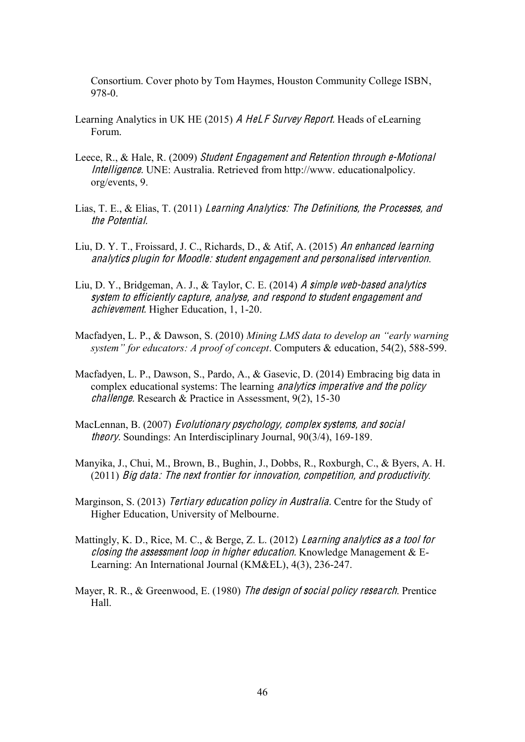Consortium. Cover photo by Tom Haymes, Houston Community College ISBN, 978-0.

Learning Analytics in UK HE (2015) *A HeLF Survey Report*. Heads of eLearning Forum.

Leece, R., & Hale, R. (2009) *Student Engagement and Retention through e-Motional Intelligence*. UNE: Australia. Retrieved from http://www. educationalpolicy. org/events, 9.

Lias, T. E., & Elias, T. (2011) *Learning Analytics: The Definitions, the Processes, and the Potential*.

Liu, D. Y. T., Froissard, J. C., Richards, D., & Atif, A. (2015) *An enhanced learning analytics plugin for Moodle: student engagement and personalised intervention*.

Liu, D. Y., Bridgeman, A. J., & Taylor, C. E. (2014) *A simple web-based analytics system to efficiently capture, analyse, and respond to student engagement and achievement*. Higher Education, 1, 1-20.

Macfadyen, L. P., & Dawson, S. (2010) *Mining LMS data to develop an "early warning system" for educators: A proof of concept*. Computers & education, 54(2), 588-599.

Macfadyen, L. P., Dawson, S., Pardo, A., & Gasevic, D. (2014) Embracing big data in complex educational systems: The learning *analytics imperative and the policy challenge*. Research & Practice in Assessment, 9(2), 15-30

MacLennan, B. (2007) *Evolutionary psychology, complex systems, and social theory*. Soundings: An Interdisciplinary Journal, 90(3/4), 169-189.

Manyika, J., Chui, M., Brown, B., Bughin, J., Dobbs, R., Roxburgh, C., & Byers, A. H. (2011) *Big data: The next frontier for innovation, competition, and productivity*.

Marginson, S. (2013) *Tertiary education policy in Australia*. Centre for the Study of Higher Education, University of Melbourne.

Mattingly, K. D., Rice, M. C., & Berge, Z. L. (2012) *Learning analytics as a tool for closing the assessment loop in higher education*. Knowledge Management & E-Learning: An International Journal (KM&EL), 4(3), 236-247.

Mayer, R. R., & Greenwood, E. (1980) *The design of social policy research*. Prentice Hall.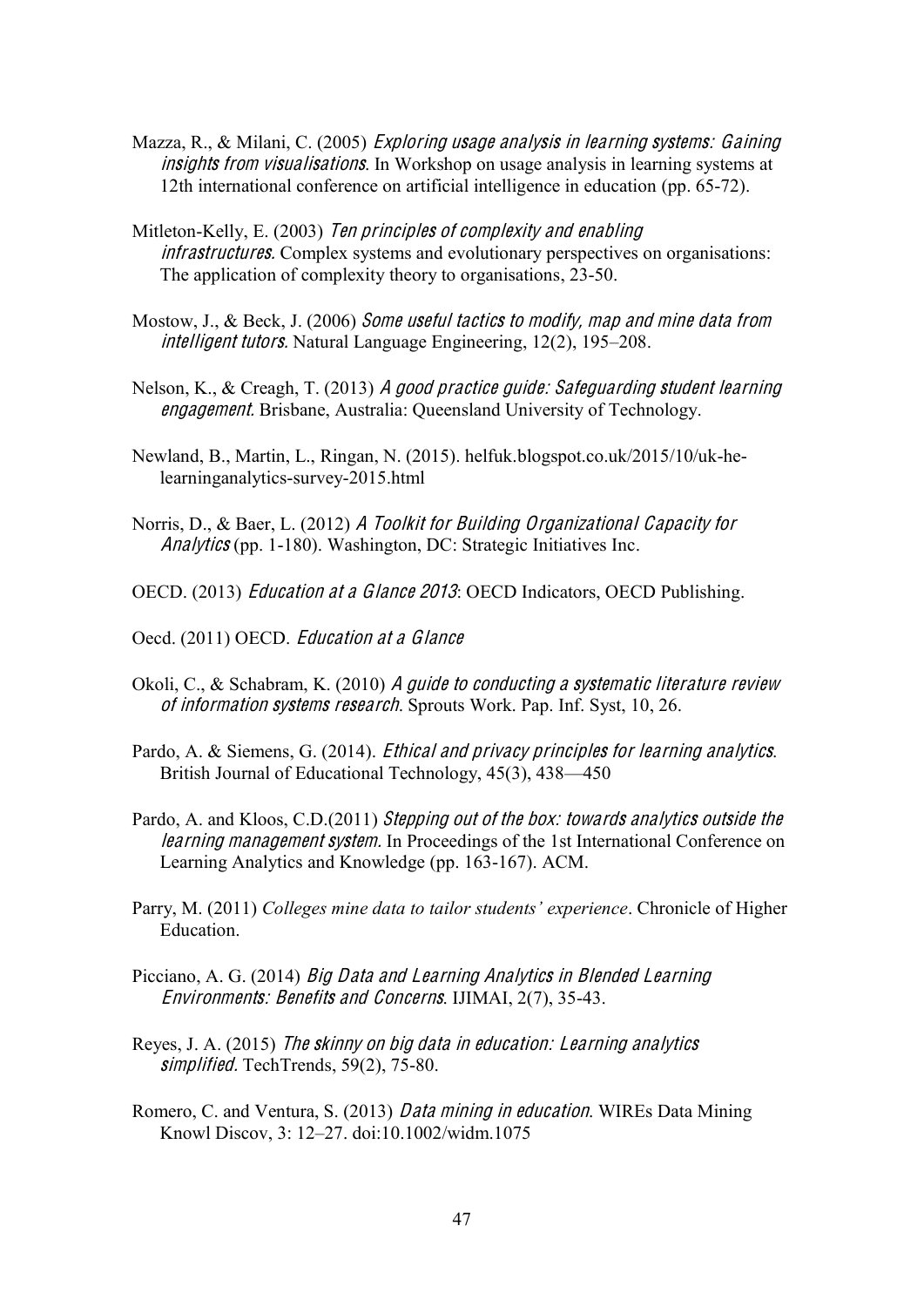Mazza, R., & Milani, C. (2005) *Exploring usage analysis in learning systems: Gaining insights from visualisations*. In Workshop on usage analysis in learning systems at 12th international conference on artificial intelligence in education (pp. 65-72).

Mitleton-Kelly, E. (2003) *Ten principles of complexity and enabling infrastructures*. Complex systems and evolutionary perspectives on organisations: The application of complexity theory to organisations, 23-50.

Mostow, J., & Beck, J. (2006) *Some useful tactics to modify, map and mine data from intelligent tutors*. Natural Language Engineering, 12(2), 195–208.

Nelson, K., & Creagh, T. (2013) *A good practice guide: Safeguarding student learning engagement*. Brisbane, Australia: Queensland University of Technology.

Newland, B., Martin, L., Ringan, N. (2015). helfuk.blogspot.co.uk/2015/10/uk-he-learninganalytics-survey-2015.html

Norris, D., & Baer, L. (2012) *A Toolkit for Building Organizational Capacity for Analytics* (pp. 1-180). Washington, DC: Strategic Initiatives Inc.

OECD. (2013) *Education at a Glance 2013*: OECD Indicators, OECD Publishing.

Oecd. (2011) OECD. *Education at a Glance*

Okoli, C., & Schabram, K. (2010) *A guide to conducting a systematic literature review of information systems research*. Sprouts Work. Pap. Inf. Syst, 10, 26.

Pardo, A. & Siemens, G. (2014). *Ethical and privacy principles for learning analytics*. British Journal of Educational Technology, 45(3), 438—450

Pardo, A. and Kloos, C.D.(2011) *Stepping out of the box: towards analytics outside the learning management system*. In Proceedings of the 1st International Conference on Learning Analytics and Knowledge (pp. 163-167). ACM.

Parry, M. (2011) *Colleges mine data to tailor students' experience*. Chronicle of Higher Education.

Picciano, A. G. (2014) *Big Data and Learning Analytics in Blended Learning Environments: Benefits and Concerns*. IJIMAI, 2(7), 35-43.

Reyes, J. A. (2015) *The skinny on big data in education: Learning analytics simplified*. TechTrends, 59(2), 75-80.

Romero, C. and Ventura, S. (2013) *Data mining in education*. WIREs Data Mining Knowl Discov, 3: 12–27. doi:10.1002/widm.1075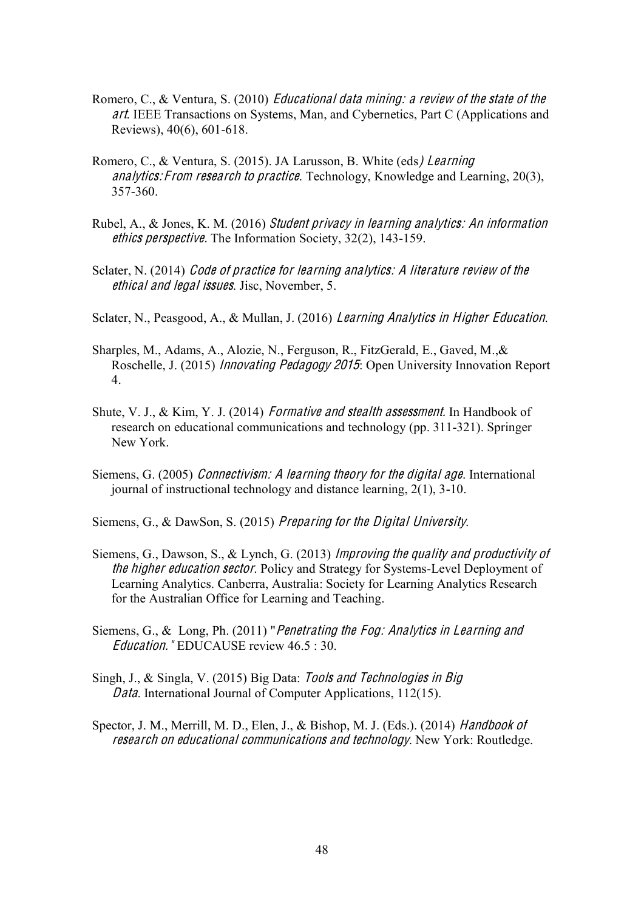Romero, C., & Ventura, S. (2010) *Educational data mining: a review of the state of the art*. IEEE Transactions on Systems, Man, and Cybernetics, Part C (Applications and Reviews), 40(6), 601-618.

Romero, C., & Ventura, S. (2015). JA Larusson, B. White (eds*) Learning analytics:From research to practice*. Technology, Knowledge and Learning, 20(3), 357-360.

Rubel, A., & Jones, K. M. (2016) *Student privacy in learning analytics: An information ethics perspective.* The Information Society, 32(2), 143-159.

Sclater, N. (2014) *Code of practice for learning analytics: A literature review of the ethical and legal issues*. Jisc, November, 5.

Sclater, N., Peasgood, A., & Mullan, J. (2016) *Learning Analytics in Higher Education*.

Sharples, M., Adams, A., Alozie, N., Ferguson, R., FitzGerald, E., Gaved, M.,& Roschelle, J. (2015) *Innovating Pedagogy 2015*: Open University Innovation Report 4.

Shute, V. J., & Kim, Y. J. (2014) *Formative and stealth assessment.* In Handbook of research on educational communications and technology (pp. 311-321). Springer New York.

Siemens, G. (2005) *Connectivism: A learning theory for the digital age*. International journal of instructional technology and distance learning, 2(1), 3-10.

Siemens, G., & DawSon, S. (2015) *Preparing for the Digital University*.

Siemens, G., Dawson, S., & Lynch, G. (2013) *Improving the quality and productivity of the higher education sector*. Policy and Strategy for Systems-Level Deployment of Learning Analytics. Canberra, Australia: Society for Learning Analytics Research for the Australian Office for Learning and Teaching.

Siemens, G., & Long, Ph. (2011) "*Penetrating the Fog: Analytics in Learning and Education.*" EDUCAUSE review 46.5 : 30.

Singh, J., & Singla, V. (2015) Big Data: *Tools and Technologies in Big Data*. International Journal of Computer Applications, 112(15).

Spector, J. M., Merrill, M. D., Elen, J., & Bishop, M. J. (Eds.). (2014) *Handbook of research on educational communications and technology*. New York: Routledge.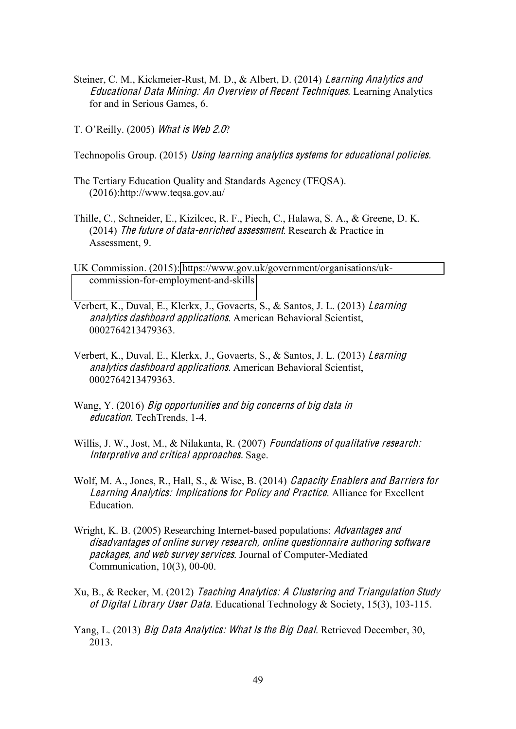Steiner, C. M., Kickmeier-Rust, M. D., & Albert, D. (2014) *Learning Analytics and Educational Data Mining: An Overview of Recent Techniques.* Learning Analytics for and in Serious Games, 6.

T. O'Reilly. (2005) *What is Web 2.0*?

Technopolis Group. (2015) *Using learning analytics systems for educational policies.*

The Tertiary Education Quality and Standards Agency (TEQSA). (2016):http://www.teqsa.gov.au/

Thille, C., Schneider, E., Kizilcec, R. F., Piech, C., Halawa, S. A., & Greene, D. K. (2014) *The future of data-enriched assessment*. Research & Practice in Assessment, 9.

UK Commission. (2015): https://www.gov.uk/government/organisations/uk-commission-for-employment-and-skills

Verbert, K., Duval, E., Klerkx, J., Govaerts, S., & Santos, J. L. (2013) *Learning analytics dashboard applications*. American Behavioral Scientist, 0002764213479363.

Verbert, K., Duval, E., Klerkx, J., Govaerts, S., & Santos, J. L. (2013) *Learning analytics dashboard applications.* American Behavioral Scientist, 0002764213479363.

Wang, Y. (2016) *Big opportunities and big concerns of big data in education*. TechTrends, 1-4.

Willis, J. W., Jost, M., & Nilakanta, R. (2007) *Foundations of qualitative research: Interpretive and critical approaches.* Sage.

Wolf, M. A., Jones, R., Hall, S., & Wise, B. (2014) *Capacity Enablers and Barriers for Learning Analytics: Implications for Policy and Practice*. Alliance for Excellent Education.

Wright, K. B. (2005) Researching Internet-based populations: *Advantages and disadvantages of online survey research, online questionnaire authoring software packages, and web survey services*. Journal of Computer-Mediated Communication, 10(3), 00-00.

Xu, B., & Recker, M. (2012) *Teaching Analytics: A Clustering and Triangulation Study of Digital Library User Data.* Educational Technology & Society, 15(3), 103-115.

Yang, L. (2013) *Big Data Analytics: What Is the Big Deal*. Retrieved December, 30, 2013.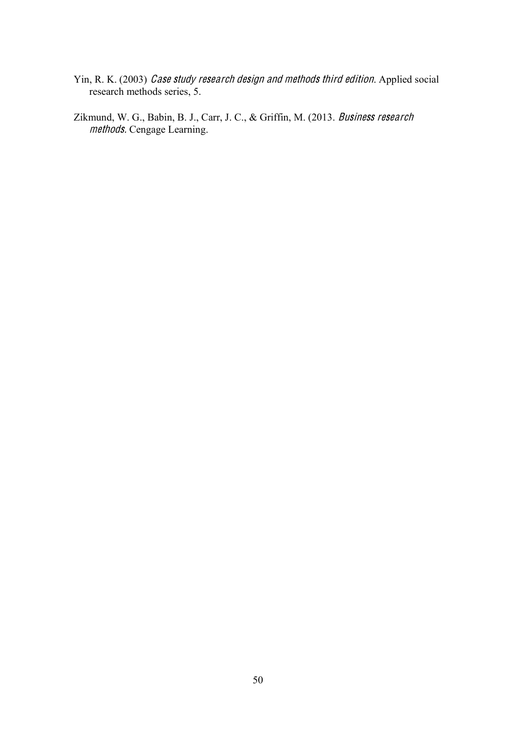Yin, R. K. (2003) *Case study research design and methods third edition*. Applied social research methods series, 5.

Zikmund, W. G., Babin, B. J., Carr, J. C., & Griffin, M. (2013. *Business research methods*. Cengage Learning.